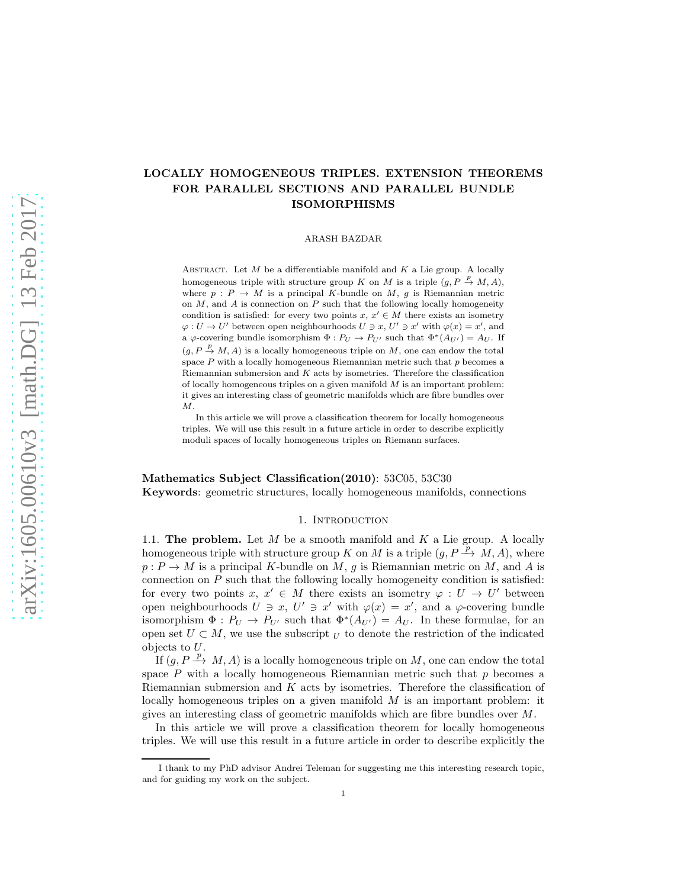# LOCALLY HOMOGENEOUS TRIPLES. EXTENSION THEOREMS FOR PARALLEL SECTIONS AND PARALLEL BUNDLE ISOMORPHISMS

ARASH BAZDAR

Abstract. Let $M$ be a differentiable manifold and $K$ a Lie group. A locally homogeneous triple with structure group $K$ on $M$ is a triple $(g, P \xrightarrow{p} M, A)$, where $p : P \to M$ is a principal $K$-bundle on $M$, $g$ is Riemannian metric on $M$, and $A$ is connection on $P$ such that the following locally homogeneity condition is satisfied: for every two points $x, x' \in M$ there exists an isometry $\varphi : U \to U'$ between open neighbourhoods $U \ni x$, $U' \ni x'$ with $\varphi(x) = x'$, and a $\varphi$-covering bundle isomorphism $\Phi : P_U \to P_{U'}$ such that $\Phi^*(A_{U'}) = A_U$. If $(g, P \xrightarrow{p} M, A)$ is a locally homogeneous triple on $M$, one can endow the total space $P$ with a locally homogeneous Riemannian metric such that $p$ becomes a Riemannian submersion and $K$ acts by isometries. Therefore the classification of locally homogeneous triples on a given manifold $M$ is an important problem: it gives an interesting class of geometric manifolds which are fibre bundles over $M$.

In this article we will prove a classification theorem for locally homogeneous triples. We will use this result in a future article in order to describe explicitly moduli spaces of locally homogeneous triples on Riemann surfaces.

**Mathematics Subject Classification(2010)**: 53C05, 53C30
**Keywords**: geometric structures, locally homogeneous manifolds, connections

## 1. Introduction

1.1. **The problem.** Let $M$ be a smooth manifold and $K$ a Lie group. A locally homogeneous triple with structure group $K$ on $M$ is a triple $(g, P \xrightarrow{p} M, A)$, where $p : P \to M$ is a principal $K$-bundle on $M$, $g$ is Riemannian metric on $M$, and $A$ is connection on $P$ such that the following locally homogeneity condition is satisfied: for every two points $x, x' \in M$ there exists an isometry $\varphi : U \to U'$ between open neighbourhoods $U \ni x$, $U' \ni x'$ with $\varphi(x) = x'$, and a $\varphi$-covering bundle isomorphism $\Phi : P_U \to P_{U'}$ such that $\Phi^*(A_{U'}) = A_U$. In these formulae, for an open set $U \subset M$, we use the subscript $_U$ to denote the restriction of the indicated objects to $U$.

If $(g, P \xrightarrow{p} M, A)$ is a locally homogeneous triple on $M$, one can endow the total space $P$ with a locally homogeneous Riemannian metric such that $p$ becomes a Riemannian submersion and $K$ acts by isometries. Therefore the classification of locally homogeneous triples on a given manifold $M$ is an important problem: it gives an interesting class of geometric manifolds which are fibre bundles over $M$.

In this article we will prove a classification theorem for locally homogeneous triples. We will use this result in a future article in order to describe explicitly the

I thank to my PhD advisor Andrei Teleman for suggesting me this interesting research topic, and for guiding my work on the subject.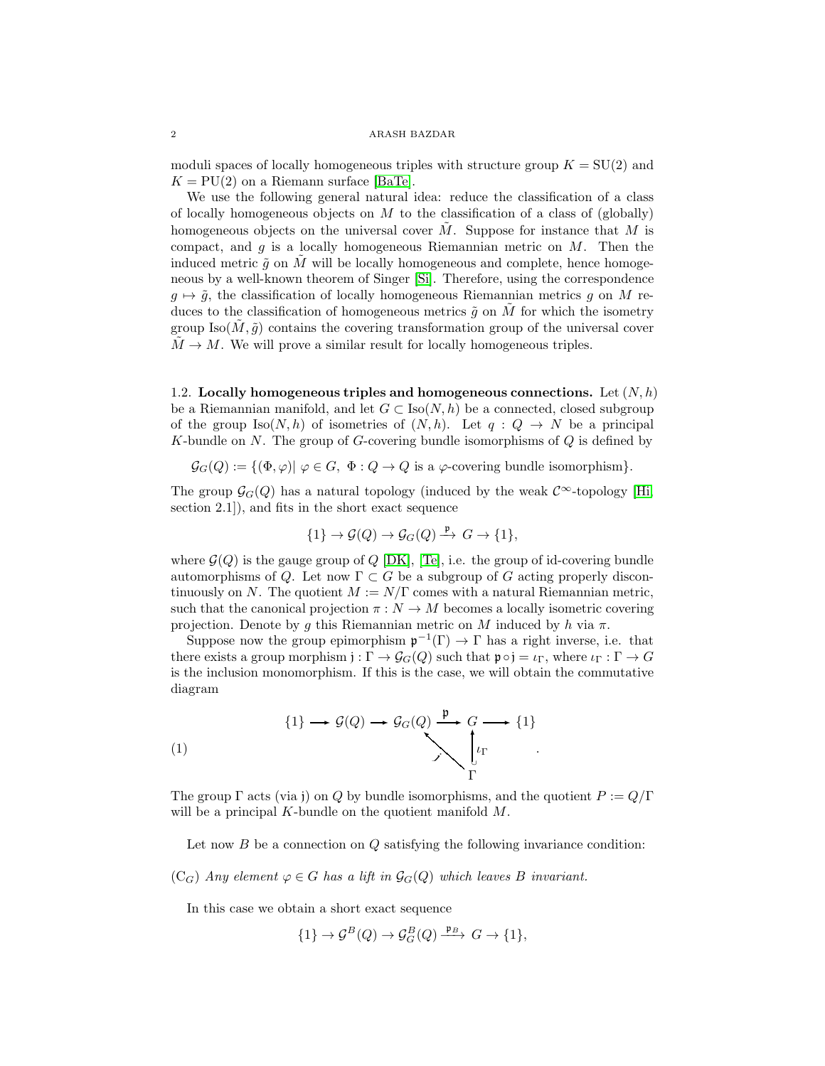moduli spaces of locally homogeneous triples with structure group $K = \mathrm{SU}(2)$ and $K = \mathrm{PU}(2)$ on a Riemann surface [BaTe].

We use the following general natural idea: reduce the classification of a class of locally homogeneous objects on $M$ to the classification of a class of (globally) homogeneous objects on the universal cover $\tilde{M}$. Suppose for instance that $M$ is compact, and $g$ is a locally homogeneous Riemannian metric on $M$. Then the induced metric $\tilde{g}$ on $\tilde{M}$ will be locally homogeneous and complete, hence homogeneous by a well-known theorem of Singer [Si]. Therefore, using the correspondence $g \mapsto \tilde{g}$, the classification of locally homogeneous Riemannian metrics $g$ on $M$ reduces to the classification of homogeneous metrics $\tilde{g}$ on $\tilde{M}$ for which the isometry group $\mathrm{Iso}(\tilde{M}, \tilde{g})$ contains the covering transformation group of the universal cover $\tilde{M} \to M$. We will prove a similar result for locally homogeneous triples.

### 1.2. Locally homogeneous triples and homogeneous connections.

Let $(N, h)$ be a Riemannian manifold, and let $G \subset \mathrm{Iso}(N, h)$ be a connected, closed subgroup of the group $\mathrm{Iso}(N, h)$ of isometries of $(N, h)$. Let $q : Q \to N$ be a principal $K$-bundle on $N$. The group of $G$-covering bundle isomorphisms of $Q$ is defined by

$$\mathcal{G}_G(Q) := \{(\Phi, \varphi)|\ \varphi \in G,\ \Phi : Q \to Q \text{ is a } \varphi\text{-covering bundle isomorphism}\}.$$

The group $\mathcal{G}_G(Q)$ has a natural topology (induced by the weak $\mathcal{C}^\infty$-topology [Hi, section 2.1]), and fits in the short exact sequence

$$\{1\} \to \mathcal{G}(Q) \to \mathcal{G}_G(Q) \xrightarrow{\mathfrak{p}} G \to \{1\},$$

where $\mathcal{G}(Q)$ is the gauge group of $Q$ [DK], [Te], i.e. the group of id-covering bundle automorphisms of $Q$. Let now $\Gamma \subset G$ be a subgroup of $G$ acting properly discontinuously on $N$. The quotient $M := N/\Gamma$ comes with a natural Riemannian metric, such that the canonical projection $\pi : N \to M$ becomes a locally isometric covering projection. Denote by $g$ this Riemannian metric on $M$ induced by $h$ via $\pi$.

Suppose now the group epimorphism $\mathfrak{p}^{-1}(\Gamma) \to \Gamma$ has a right inverse, i.e. that there exists a group morphism $\mathfrak{j} : \Gamma \to \mathcal{G}_G(Q)$ such that $\mathfrak{p} \circ \mathfrak{j} = \iota_\Gamma$, where $\iota_\Gamma : \Gamma \to G$ is the inclusion monomorphism. If this is the case, we will obtain the commutative diagram

$$\begin{array}{ccccccccc} \{1\} & \longrightarrow & \mathcal{G}(Q) & \longrightarrow & \mathcal{G}_G(Q) & \xrightarrow{\mathfrak{p}} & G & \longrightarrow & \{1\} \\ & & & & & \nwarrow^{\mathfrak{j}} & \uparrow{\scriptstyle \iota_\Gamma} & & \\ & & & & & & \Gamma & & \end{array} \tag{1}$$

The group $\Gamma$ acts (via $\mathfrak{j}$) on $Q$ by bundle isomorphisms, and the quotient $P := Q/\Gamma$ will be a principal $K$-bundle on the quotient manifold $M$.

Let now $B$ be a connection on $Q$ satisfying the following invariance condition:

($\mathrm{C}_G$) *Any element $\varphi \in G$ has a lift in $\mathcal{G}_G(Q)$ which leaves $B$ invariant.*

In this case we obtain a short exact sequence

$$\{1\} \to \mathcal{G}^B(Q) \to \mathcal{G}^B_G(Q) \xrightarrow{\mathfrak{p}_B} G \to \{1\},$$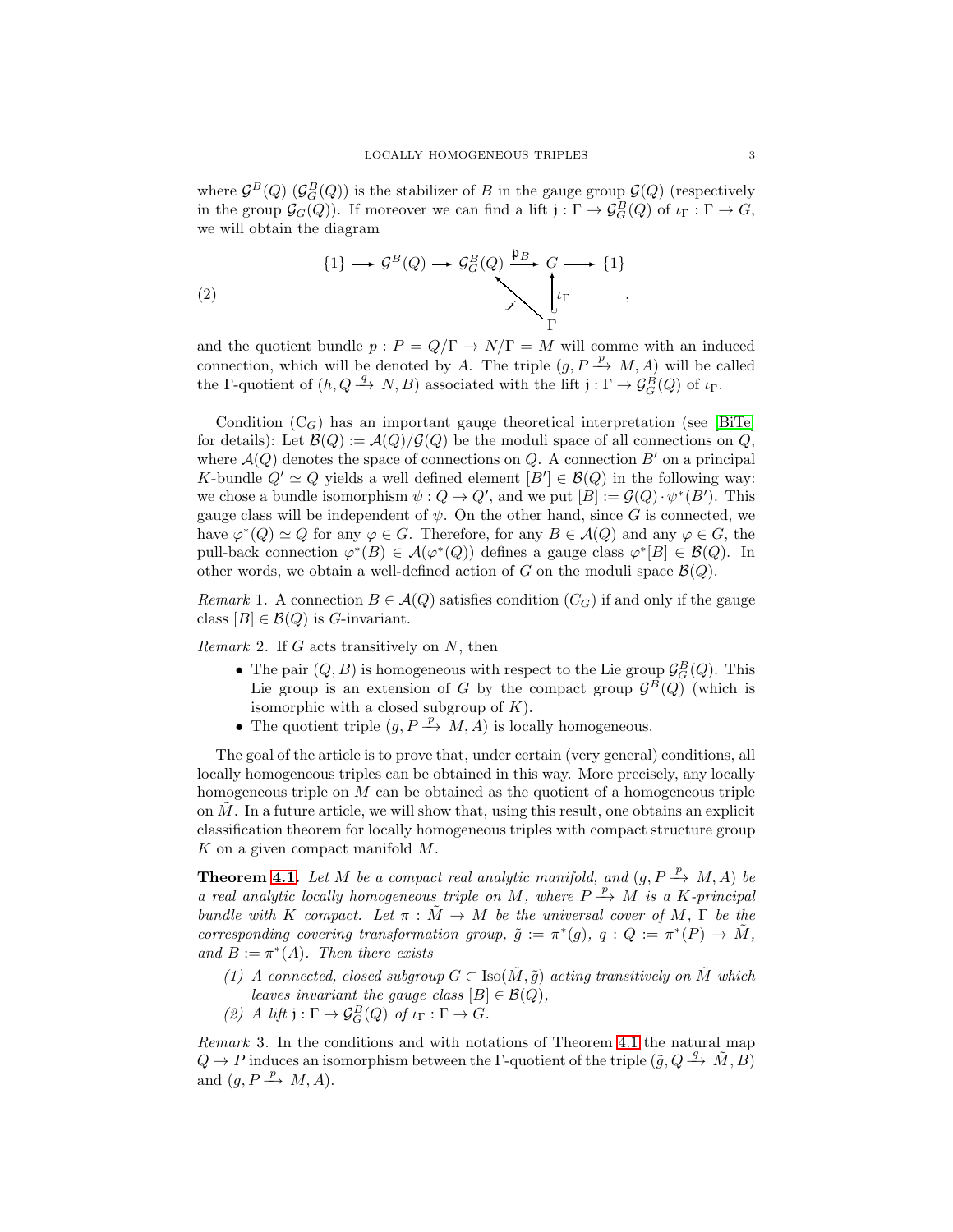where $\mathcal{G}^B(Q)$ ($\mathcal{G}^B_G(Q)$) is the stabilizer of $B$ in the gauge group $\mathcal{G}(Q)$ (respectively in the group $\mathcal{G}_G(Q)$). If moreover we can find a lift $\mathfrak{j} : \Gamma \to \mathcal{G}^B_G(Q)$ of $\iota_\Gamma : \Gamma \to G$, we will obtain the diagram

$$
\begin{array}{ccccccccc}
\{1\} & \longrightarrow & \mathcal{G}^B(Q) & \longrightarrow & \mathcal{G}^B_G(Q) & \xrightarrow{\mathfrak{p}_B} & G & \longrightarrow & \{1\} \\
 & & & & & \nwarrow^{\mathfrak{j}} & \uparrow{\scriptstyle \iota_\Gamma} & & \\
 & & & & & & \Gamma & &
\end{array} \tag{2}
$$

and the quotient bundle $p : P = Q/\Gamma \to N/\Gamma = M$ will comme with an induced connection, which will be denoted by $A$. The triple $(g, P \xrightarrow{p} M, A)$ will be called the $\Gamma$-quotient of $(h, Q \xrightarrow{q} N, B)$ associated with the lift $\mathfrak{j} : \Gamma \to \mathcal{G}^B_G(Q)$ of $\iota_\Gamma$.

Condition $(C_G)$ has an important gauge theoretical interpretation (see [BiTe] for details): Let $\mathcal{B}(Q) := \mathcal{A}(Q)/\mathcal{G}(Q)$ be the moduli space of all connections on $Q$, where $\mathcal{A}(Q)$ denotes the space of connections on $Q$. A connection $B'$ on a principal $K$-bundle $Q' \simeq Q$ yields a well defined element $[B'] \in \mathcal{B}(Q)$ in the following way: we chose a bundle isomorphism $\psi : Q \to Q'$, and we put $[B] := \mathcal{G}(Q) \cdot \psi^*(B')$. This gauge class will be independent of $\psi$. On the other hand, since $G$ is connected, we have $\varphi^*(Q) \simeq Q$ for any $\varphi \in G$. Therefore, for any $B \in \mathcal{A}(Q)$ and any $\varphi \in G$, the pull-back connection $\varphi^*(B) \in \mathcal{A}(\varphi^*(Q))$ defines a gauge class $\varphi^*[B] \in \mathcal{B}(Q)$. In other words, we obtain a well-defined action of $G$ on the moduli space $\mathcal{B}(Q)$.

*Remark* 1. A connection $B \in \mathcal{A}(Q)$ satisfies condition $(C_G)$ if and only if the gauge class $[B] \in \mathcal{B}(Q)$ is $G$-invariant.

*Remark* 2. If $G$ acts transitively on $N$, then

- The pair $(Q, B)$ is homogeneous with respect to the Lie group $\mathcal{G}^B_G(Q)$. This Lie group is an extension of $G$ by the compact group $\mathcal{G}^B(Q)$ (which is isomorphic with a closed subgroup of $K$).
- The quotient triple $(g, P \xrightarrow{p} M, A)$ is locally homogeneous.

The goal of the article is to prove that, under certain (very general) conditions, all locally homogeneous triples can be obtained in this way. More precisely, any locally homogeneous triple on $M$ can be obtained as the quotient of a homogeneous triple on $\tilde{M}$. In a future article, we will show that, using this result, one obtains an explicit classification theorem for locally homogeneous triples with compact structure group $K$ on a given compact manifold $M$.

**Theorem 4.1.** *Let $M$ be a compact real analytic manifold, and $(g, P \xrightarrow{p} M, A)$ be a real analytic locally homogeneous triple on $M$, where $P \xrightarrow{p} M$ is a $K$-principal bundle with $K$ compact. Let $\pi : \tilde{M} \to M$ be the universal cover of $M$, $\Gamma$ be the corresponding covering transformation group, $\tilde{g} := \pi^*(g)$, $q : Q := \pi^*(P) \to \tilde{M}$, and $B := \pi^*(A)$. Then there exists*

1. *A connected, closed subgroup $G \subset \mathrm{Iso}(\tilde{M}, \tilde{g})$ acting transitively on $\tilde{M}$ which leaves invariant the gauge class $[B] \in \mathcal{B}(Q)$,*
2. *A lift $\mathfrak{j} : \Gamma \to \mathcal{G}^B_G(Q)$ of $\iota_\Gamma : \Gamma \to G$.*

*Remark* 3. In the conditions and with notations of Theorem 4.1 the natural map $Q \to P$ induces an isomorphism between the $\Gamma$-quotient of the triple $(\tilde{g}, Q \xrightarrow{q} \tilde{M}, B)$ and $(g, P \xrightarrow{p} M, A)$.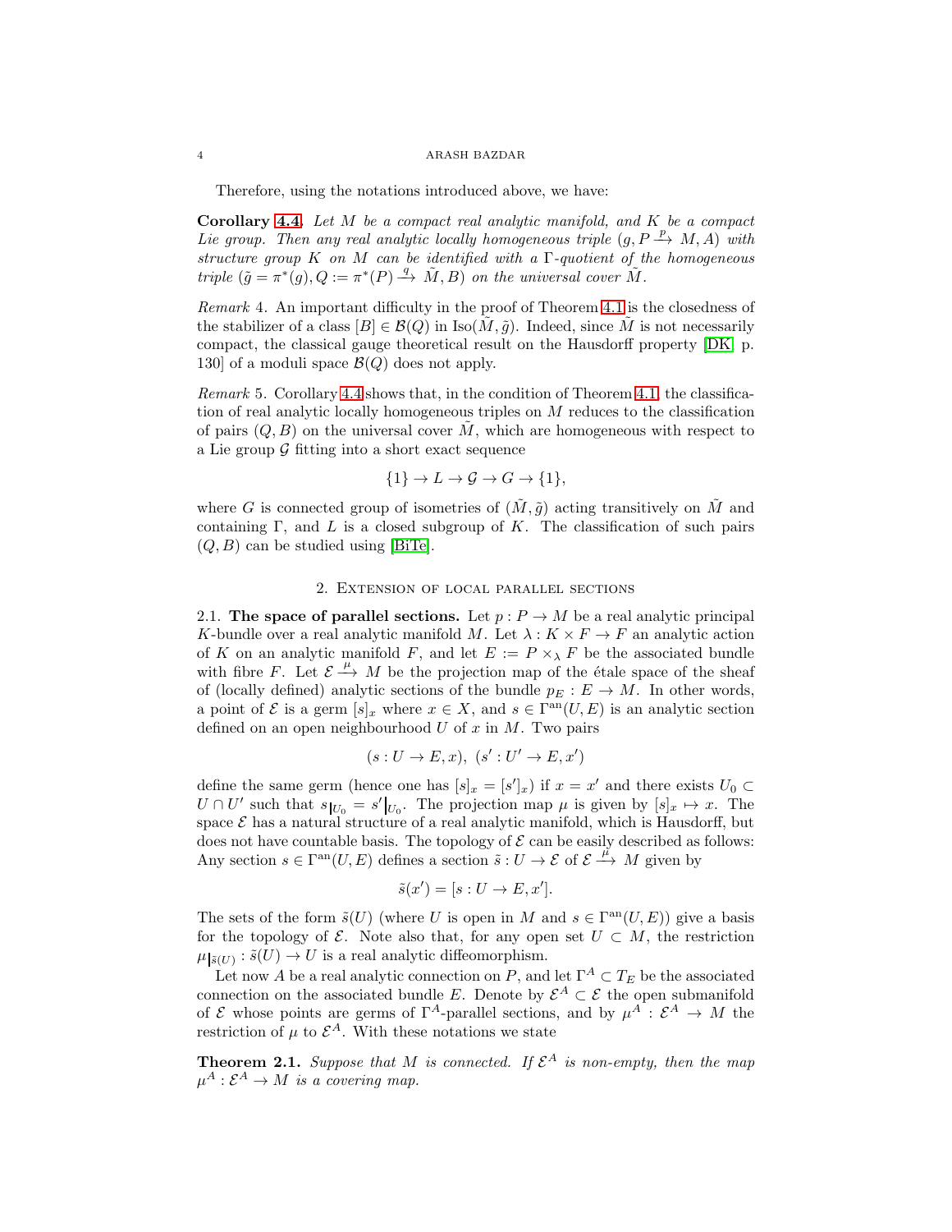Therefore, using the notations introduced above, we have:

**Corollary 4.4.** *Let $M$ be a compact real analytic manifold, and $K$ be a compact Lie group. Then any real analytic locally homogeneous triple $(g, P \xrightarrow{p} M, A)$ with structure group $K$ on $M$ can be identified with a $\Gamma$-quotient of the homogeneous triple $(\tilde{g} = \pi^*(g), Q := \pi^*(P) \xrightarrow{q} \tilde{M}, B)$ on the universal cover $\tilde{M}$.*

*Remark* 4. An important difficulty in the proof of Theorem 4.1 is the closedness of the stabilizer of a class $[B] \in \mathcal{B}(Q)$ in $\mathrm{Iso}(\tilde{M}, \tilde{g})$. Indeed, since $\tilde{M}$ is not necessarily compact, the classical gauge theoretical result on the Hausdorff property [DK, p. 130] of a moduli space $\mathcal{B}(Q)$ does not apply.

*Remark* 5. Corollary 4.4 shows that, in the condition of Theorem 4.1, the classification of real analytic locally homogeneous triples on $M$ reduces to the classification of pairs $(Q, B)$ on the universal cover $\tilde{M}$, which are homogeneous with respect to a Lie group $\mathcal{G}$ fitting into a short exact sequence

$$\{1\} \to L \to \mathcal{G} \to G \to \{1\},$$

where $G$ is connected group of isometries of $(\tilde{M}, \tilde{g})$ acting transitively on $\tilde{M}$ and containing $\Gamma$, and $L$ is a closed subgroup of $K$. The classification of such pairs $(Q, B)$ can be studied using [BiTe].

## 2. Extension of local parallel sections

2.1. **The space of parallel sections.** Let $p : P \to M$ be a real analytic principal $K$-bundle over a real analytic manifold $M$. Let $\lambda : K \times F \to F$ an analytic action of $K$ on an analytic manifold $F$, and let $E := P \times_\lambda F$ be the associated bundle with fibre $F$. Let $\mathcal{E} \xrightarrow{\mu} M$ be the projection map of the étale space of the sheaf of (locally defined) analytic sections of the bundle $p_E : E \to M$. In other words, a point of $\mathcal{E}$ is a germ $[s]_x$ where $x \in X$, and $s \in \Gamma^{\mathrm{an}}(U, E)$ is an analytic section defined on an open neighbourhood $U$ of $x$ in $M$. Two pairs

$$(s : U \to E, x),\ (s' : U' \to E, x')$$

define the same germ (hence one has $[s]_x = [s']_x$) if $x = x'$ and there exists $U_0 \subset U \cap U'$ such that $s_{|U_0} = s'|_{U_0}$. The projection map $\mu$ is given by $[s]_x \mapsto x$. The space $\mathcal{E}$ has a natural structure of a real analytic manifold, which is Hausdorff, but does not have countable basis. The topology of $\mathcal{E}$ can be easily described as follows: Any section $s \in \Gamma^{\mathrm{an}}(U, E)$ defines a section $\tilde{s} : U \to \mathcal{E}$ of $\mathcal{E} \xrightarrow{\mu} M$ given by

$$\tilde{s}(x') = [s : U \to E, x'].$$

The sets of the form $\tilde{s}(U)$ (where $U$ is open in $M$ and $s \in \Gamma^{\mathrm{an}}(U, E)$) give a basis for the topology of $\mathcal{E}$. Note also that, for any open set $U \subset M$, the restriction $\mu_{|\tilde{s}(U)} : \tilde{s}(U) \to U$ is a real analytic diffeomorphism.

Let now $A$ be a real analytic connection on $P$, and let $\Gamma^A \subset T_E$ be the associated connection on the associated bundle $E$. Denote by $\mathcal{E}^A \subset \mathcal{E}$ the open submanifold of $\mathcal{E}$ whose points are germs of $\Gamma^A$-parallel sections, and by $\mu^A : \mathcal{E}^A \to M$ the restriction of $\mu$ to $\mathcal{E}^A$. With these notations we state

**Theorem 2.1.** *Suppose that $M$ is connected. If $\mathcal{E}^A$ is non-empty, then the map $\mu^A : \mathcal{E}^A \to M$ is a covering map.*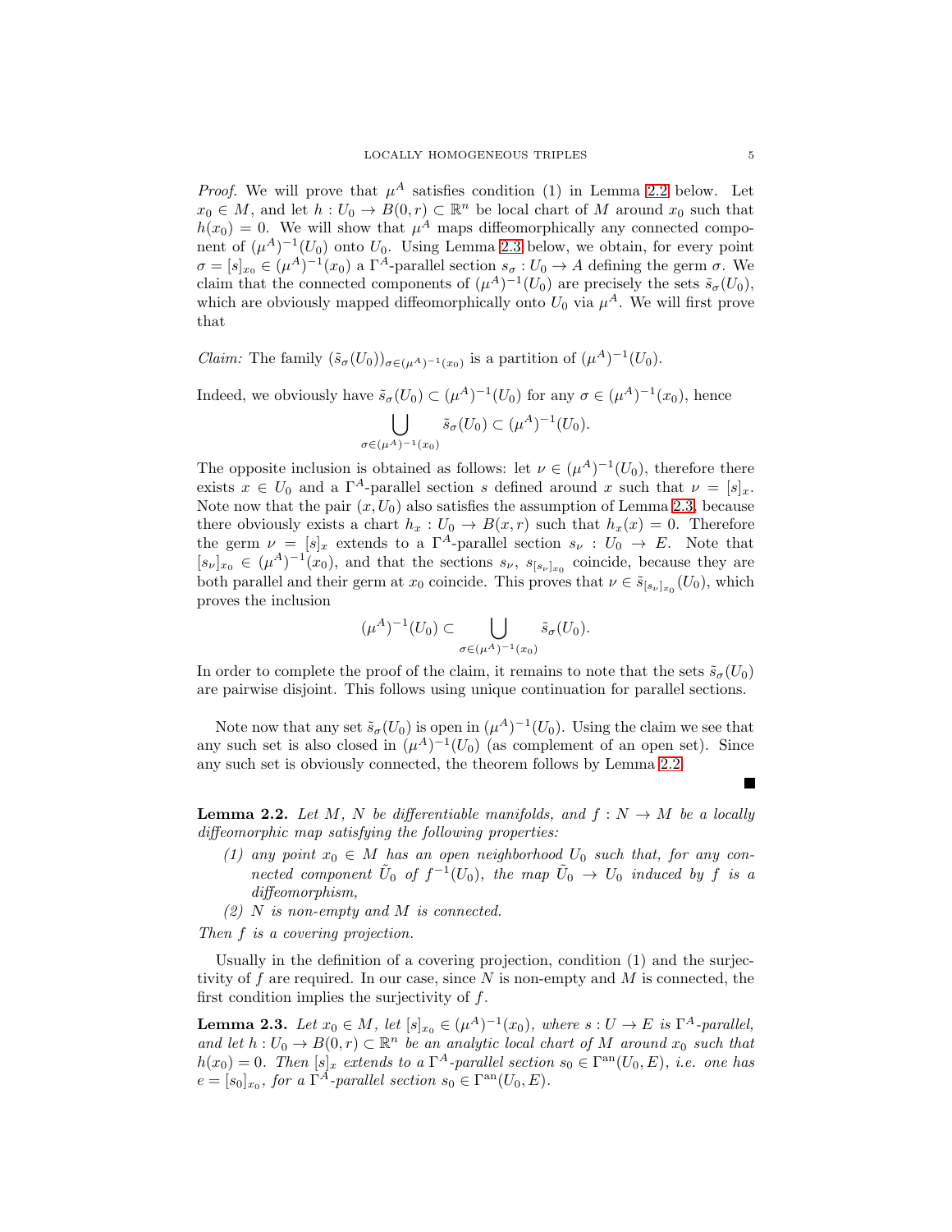*Proof.* We will prove that $\mu^A$ satisfies condition (1) in Lemma 2.2 below. Let $x_0 \in M$, and let $h : U_0 \to B(0,r) \subset \mathbb{R}^n$ be local chart of $M$ around $x_0$ such that $h(x_0) = 0$. We will show that $\mu^A$ maps diffeomorphically any connected component of $(\mu^A)^{-1}(U_0)$ onto $U_0$. Using Lemma 2.3 below, we obtain, for every point $\sigma = [s]_{x_0} \in (\mu^A)^{-1}(x_0)$ a $\Gamma^A$-parallel section $s_\sigma : U_0 \to A$ defining the germ $\sigma$. We claim that the connected components of $(\mu^A)^{-1}(U_0)$ are precisely the sets $\tilde{s}_\sigma(U_0)$, which are obviously mapped diffeomorphically onto $U_0$ via $\mu^A$. We will first prove that

*Claim:* The family $(\tilde{s}_\sigma(U_0))_{\sigma \in (\mu^A)^{-1}(x_0)}$ is a partition of $(\mu^A)^{-1}(U_0)$.

Indeed, we obviously have $\tilde{s}_\sigma(U_0) \subset (\mu^A)^{-1}(U_0)$ for any $\sigma \in (\mu^A)^{-1}(x_0)$, hence

$$\bigcup_{\sigma \in (\mu^A)^{-1}(x_0)} \tilde{s}_\sigma(U_0) \subset (\mu^A)^{-1}(U_0).$$

The opposite inclusion is obtained as follows: let $\nu \in (\mu^A)^{-1}(U_0)$, therefore there exists $x \in U_0$ and a $\Gamma^A$-parallel section $s$ defined around $x$ such that $\nu = [s]_x$. Note now that the pair $(x, U_0)$ also satisfies the assumption of Lemma 2.3, because there obviously exists a chart $h_x : U_0 \to B(x,r)$ such that $h_x(x) = 0$. Therefore the germ $\nu = [s]_x$ extends to a $\Gamma^A$-parallel section $s_\nu : U_0 \to E$. Note that $[s_\nu]_{x_0} \in (\mu^A)^{-1}(x_0)$, and that the sections $s_\nu$, $s_{[s_\nu]_{x_0}}$ coincide, because they are both parallel and their germ at $x_0$ coincide. This proves that $\nu \in \tilde{s}_{[s_\nu]_{x_0}}(U_0)$, which proves the inclusion

$$(\mu^A)^{-1}(U_0) \subset \bigcup_{\sigma \in (\mu^A)^{-1}(x_0)} \tilde{s}_\sigma(U_0).$$

In order to complete the proof of the claim, it remains to note that the sets $\tilde{s}_\sigma(U_0)$ are pairwise disjoint. This follows using unique continuation for parallel sections.

Note now that any set $\tilde{s}_\sigma(U_0)$ is open in $(\mu^A)^{-1}(U_0)$. Using the claim we see that any such set is also closed in $(\mu^A)^{-1}(U_0)$ (as complement of an open set). Since any such set is obviously connected, the theorem follows by Lemma 2.2. ∎

**Lemma 2.2.** *Let $M$, $N$ be differentiable manifolds, and $f : N \to M$ be a locally diffeomorphic map satisfying the following properties:*

1. *any point $x_0 \in M$ has an open neighborhood $U_0$ such that, for any connected component $\tilde{U}_0$ of $f^{-1}(U_0)$, the map $\tilde{U}_0 \to U_0$ induced by $f$ is a diffeomorphism,*
2. *$N$ is non-empty and $M$ is connected.*

*Then $f$ is a covering projection.*

Usually in the definition of a covering projection, condition (1) and the surjectivity of $f$ are required. In our case, since $N$ is non-empty and $M$ is connected, the first condition implies the surjectivity of $f$.

**Lemma 2.3.** *Let $x_0 \in M$, let $[s]_{x_0} \in (\mu^A)^{-1}(x_0)$, where $s : U \to E$ is $\Gamma^A$-parallel, and let $h : U_0 \to B(0,r) \subset \mathbb{R}^n$ be an analytic local chart of $M$ around $x_0$ such that $h(x_0) = 0$. Then $[s]_x$ extends to a $\Gamma^A$-parallel section $s_0 \in \Gamma^{\mathrm{an}}(U_0, E)$, i.e. one has $e = [s_0]_{x_0}$, for a $\Gamma^A$-parallel section $s_0 \in \Gamma^{\mathrm{an}}(U_0, E)$.*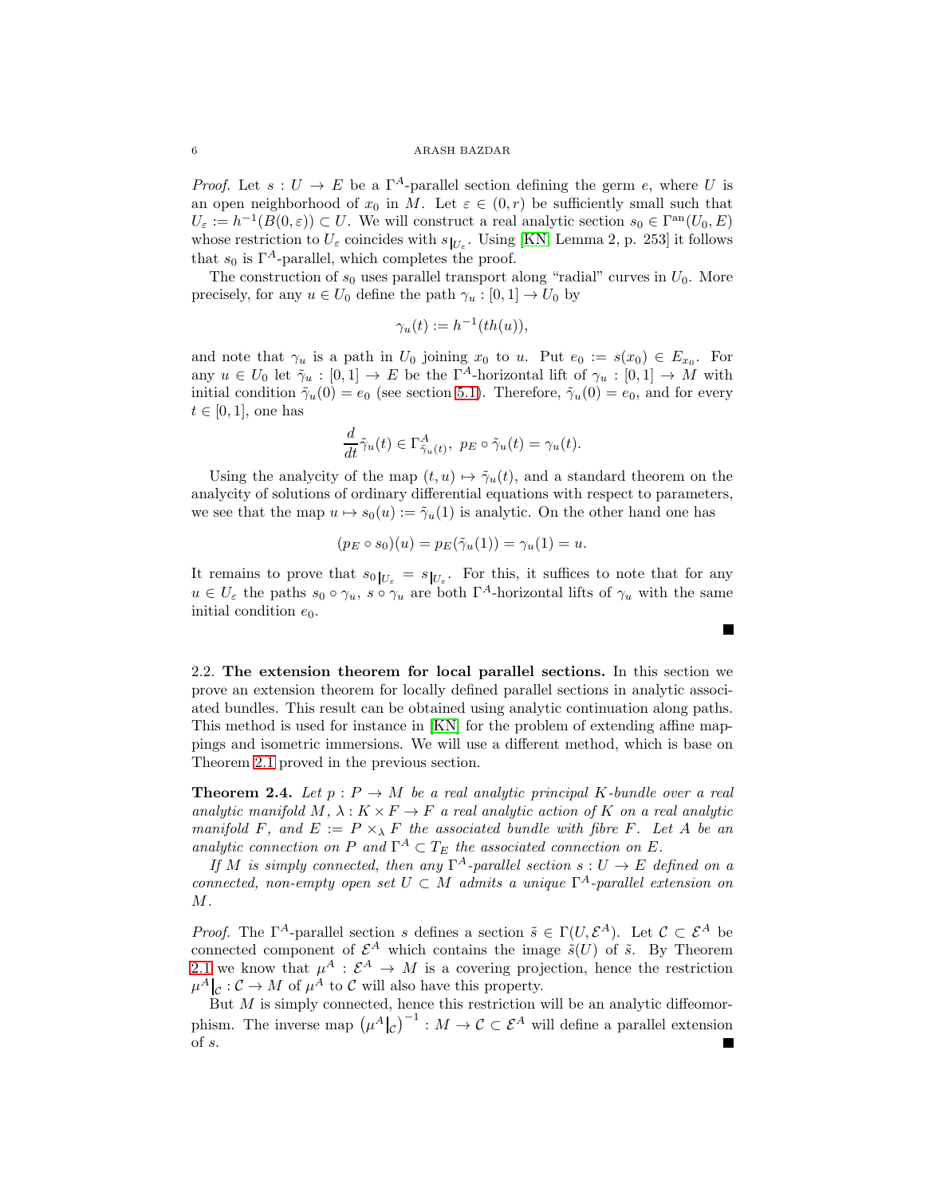*Proof.* Let $s : U \to E$ be a $\Gamma^A$-parallel section defining the germ $e$, where $U$ is an open neighborhood of $x_0$ in $M$. Let $\varepsilon \in (0, r)$ be sufficiently small such that $U_\varepsilon := h^{-1}(B(0, \varepsilon)) \subset U$. We will construct a real analytic section $s_0 \in \Gamma^{\rm an}(U_0, E)$ whose restriction to $U_\varepsilon$ coincides with $s_{|_{U_\varepsilon}}$. Using [KN, Lemma 2, p. 253] it follows that $s_0$ is $\Gamma^A$-parallel, which completes the proof.

The construction of $s_0$ uses parallel transport along "radial" curves in $U_0$. More precisely, for any $u \in U_0$ define the path $\gamma_u : [0, 1] \to U_0$ by

$$\gamma_u(t) := h^{-1}(th(u)),$$

and note that $\gamma_u$ is a path in $U_0$ joining $x_0$ to $u$. Put $e_0 := s(x_0) \in E_{x_0}$. For any $u \in U_0$ let $\tilde{\gamma}_u : [0, 1] \to E$ be the $\Gamma^A$-horizontal lift of $\gamma_u : [0, 1] \to M$ with initial condition $\tilde{\gamma}_u(0) = e_0$ (see section 5.1). Therefore, $\tilde{\gamma}_u(0) = e_0$, and for every $t \in [0, 1]$, one has

$$\frac{d}{dt}\tilde{\gamma}_u(t) \in \Gamma^A_{\tilde{\gamma}_u(t)},\ p_E \circ \tilde{\gamma}_u(t) = \gamma_u(t).$$

Using the analycity of the map $(t, u) \mapsto \tilde{\gamma}_u(t)$, and a standard theorem on the analycity of solutions of ordinary differential equations with respect to parameters, we see that the map $u \mapsto s_0(u) := \tilde{\gamma}_u(1)$ is analytic. On the other hand one has

$$(p_E \circ s_0)(u) = p_E(\tilde{\gamma}_u(1)) = \gamma_u(1) = u.$$

It remains to prove that $s_{0|_{U_\varepsilon}} = s_{|_{U_\varepsilon}}$. For this, it suffices to note that for any $u \in U_\varepsilon$ the paths $s_0 \circ \gamma_u$, $s \circ \gamma_u$ are both $\Gamma^A$-horizontal lifts of $\gamma_u$ with the same initial condition $e_0$. ∎

## 2.2. The extension theorem for local parallel sections.

In this section we prove an extension theorem for locally defined parallel sections in analytic associated bundles. This result can be obtained using analytic continuation along paths. This method is used for instance in [KN] for the problem of extending affine mappings and isometric immersions. We will use a different method, which is base on Theorem 2.1 proved in the previous section.

**Theorem 2.4.** *Let $p : P \to M$ be a real analytic principal $K$-bundle over a real analytic manifold $M$, $\lambda : K \times F \to F$ a real analytic action of $K$ on a real analytic manifold $F$, and $E := P \times_\lambda F$ the associated bundle with fibre $F$. Let $A$ be an analytic connection on $P$ and $\Gamma^A \subset T_E$ the associated connection on $E$.*

*If $M$ is simply connected, then any $\Gamma^A$-parallel section $s : U \to E$ defined on a connected, non-empty open set $U \subset M$ admits a unique $\Gamma^A$-parallel extension on $M$.*

*Proof.* The $\Gamma^A$-parallel section $s$ defines a section $\tilde{s} \in \Gamma(U, \mathcal{E}^A)$. Let $\mathcal{C} \subset \mathcal{E}^A$ be connected component of $\mathcal{E}^A$ which contains the image $\tilde{s}(U)$ of $\tilde{s}$. By Theorem 2.1 we know that $\mu^A : \mathcal{E}^A \to M$ is a covering projection, hence the restriction $\mu^A\big|_{\mathcal{C}} : \mathcal{C} \to M$ of $\mu^A$ to $\mathcal{C}$ will also have this property.

But $M$ is simply connected, hence this restriction will be an analytic diffeomorphism. The inverse map $\left(\mu^A\big|_{\mathcal{C}}\right)^{-1} : M \to \mathcal{C} \subset \mathcal{E}^A$ will define a parallel extension of $s$. ∎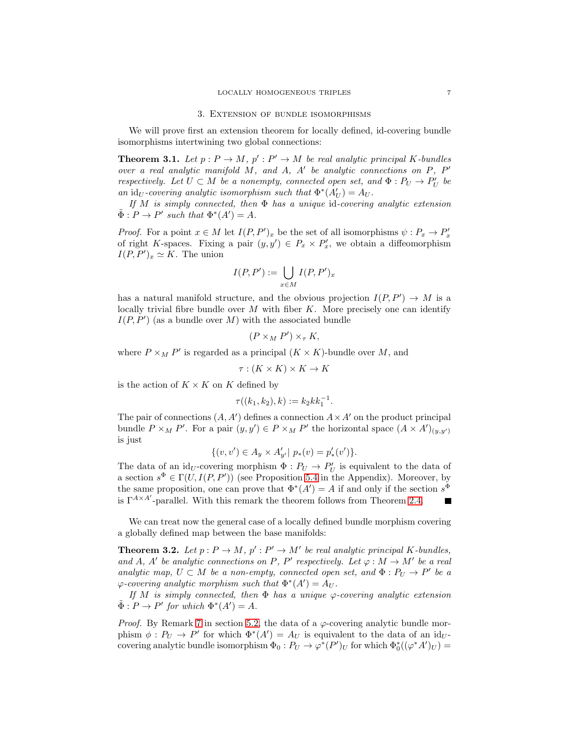## 3. Extension of bundle isomorphisms

We will prove first an extension theorem for locally defined, id-covering bundle isomorphisms intertwining two global connections:

**Theorem 3.1.** *Let $p : P \to M$, $p' : P' \to M$ be real analytic principal $K$-bundles over a real analytic manifold $M$, and $A$, $A'$ be analytic connections on $P$, $P'$ respectively. Let $U \subset M$ be a nonempty, connected open set, and $\Phi : P_U \to P'_U$ be an $\mathrm{id}_U$-covering analytic isomorphism such that $\Phi^*(A'_U) = A_U$.*

*If $M$ is simply connected, then $\Phi$ has a unique id-covering analytic extension $\tilde{\Phi} : P \to P'$ such that $\Phi^*(A') = A$.*

*Proof.* For a point $x \in M$ let $I(P, P')_x$ be the set of all isomorphisms $\psi : P_x \to P'_x$ of right $K$-spaces. Fixing a pair $(y, y') \in P_x \times P'_x$, we obtain a diffeomorphism $I(P, P')_x \simeq K$. The union

$$I(P, P') := \bigcup_{x \in M} I(P, P')_x$$

has a natural manifold structure, and the obvious projection $I(P, P') \to M$ is a locally trivial fibre bundle over $M$ with fiber $K$. More precisely one can identify $I(P, P')$ (as a bundle over $M$) with the associated bundle

$$(P \times_M P') \times_\tau K,$$

where $P \times_M P'$ is regarded as a principal $(K \times K)$-bundle over $M$, and

$$\tau : (K \times K) \times K \to K$$

is the action of $K \times K$ on $K$ defined by

$$\tau((k_1, k_2), k) := k_2 k k_1^{-1}.$$

The pair of connections $(A, A')$ defines a connection $A \times A'$ on the product principal bundle $P \times_M P'$. For a pair $(y, y') \in P \times_M P'$ the horizontal space $(A \times A')_{(y,y')}$ is just

$$\{(v, v') \in A_y \times A'_{y'} \,|\, p_*(v) = p'_*(v')\}.$$

The data of an $\mathrm{id}_U$-covering morphism $\Phi : P_U \to P'_U$ is equivalent to the data of a section $s^\Phi \in \Gamma(U, I(P, P'))$ (see Proposition 5.4 in the Appendix). Moreover, by the same proposition, one can prove that $\Phi^*(A') = A$ if and only if the section $s^\Phi$ is $\Gamma^{A \times A'}$-parallel. With this remark the theorem follows from Theorem 2.4. ∎

We can treat now the general case of a locally defined bundle morphism covering a globally defined map between the base manifolds:

**Theorem 3.2.** *Let $p : P \to M$, $p' : P' \to M'$ be real analytic principal $K$-bundles, and $A$, $A'$ be analytic connections on $P$, $P'$ respectively. Let $\varphi : M \to M'$ be a real analytic map, $U \subset M$ be a non-empty, connected open set, and $\Phi : P_U \to P'$ be a $\varphi$-covering analytic morphism such that $\Phi^*(A') = A_U$.*

*If $M$ is simply connected, then $\Phi$ has a unique $\varphi$-covering analytic extension $\tilde{\Phi} : P \to P'$ for which $\Phi^*(A') = A$.*

*Proof.* By Remark 7 in section 5.2, the data of a $\varphi$-covering analytic bundle morphism $\phi : P_U \to P'$ for which $\Phi^*(A') = A_U$ is equivalent to the data of an $\mathrm{id}_U$-covering analytic bundle isomorphism $\Phi_0 : P_U \to \varphi^*(P')_U$ for which $\Phi_0^*((\varphi^* A')_U) =$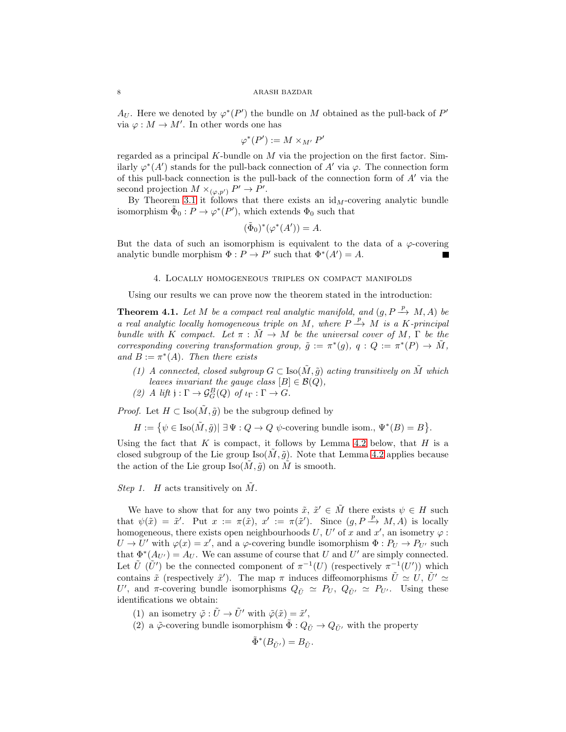$A_U$. Here we denoted by $\varphi^*(P')$ the bundle on $M$ obtained as the pull-back of $P'$ via $\varphi : M \to M'$. In other words one has

$$\varphi^*(P') := M \times_{M'} P'$$

regarded as a principal $K$-bundle on $M$ via the projection on the first factor. Similarly $\varphi^*(A')$ stands for the pull-back connection of $A'$ via $\varphi$. The connection form of this pull-back connection is the pull-back of the connection form of $A'$ via the second projection $M \times_{(\varphi,p')} P' \to P'$.

By Theorem 3.1 it follows that there exists an $\mathrm{id}_M$-covering analytic bundle isomorphism $\tilde{\Phi}_0 : P \to \varphi^*(P')$, which extends $\Phi_0$ such that

$$(\tilde{\Phi}_0)^*(\varphi^*(A')) = A.$$

But the data of such an isomorphism is equivalent to the data of a $\varphi$-covering analytic bundle morphism $\Phi : P \to P'$ such that $\Phi^*(A') = A$. ∎

## 4. Locally homogeneous triples on compact manifolds

Using our results we can prove now the theorem stated in the introduction:

**Theorem 4.1.** *Let $M$ be a compact real analytic manifold, and $(g, P \xrightarrow{p} M, A)$ be a real analytic locally homogeneous triple on $M$, where $P \xrightarrow{p} M$ is a $K$-principal bundle with $K$ compact. Let $\pi : \tilde{M} \to M$ be the universal cover of $M$, $\Gamma$ be the corresponding covering transformation group, $\tilde{g} := \pi^*(g)$, $q : Q := \pi^*(P) \to \tilde{M}$, and $B := \pi^*(A)$. Then there exists*

1. *A connected, closed subgroup $G \subset \mathrm{Iso}(\tilde{M}, \tilde{g})$ acting transitively on $\tilde{M}$ which leaves invariant the gauge class $[B] \in \mathcal{B}(Q)$,*
2. *A lift $\mathfrak{j} : \Gamma \to \mathcal{G}^B_G(Q)$ of $\iota_\Gamma : \Gamma \to G$.*

*Proof.* Let $H \subset \mathrm{Iso}(\tilde{M}, \tilde{g})$ be the subgroup defined by

$$H := \big\{\psi \in \mathrm{Iso}(\tilde{M}, \tilde{g}) |\ \exists\, \Psi : Q \to Q \ \psi\text{-covering bundle isom.},\ \Psi^*(B) = B\big\}.$$

Using the fact that $K$ is compact, it follows by Lemma 4.2 below, that $H$ is a closed subgroup of the Lie group $\mathrm{Iso}(\tilde{M}, \tilde{g})$. Note that Lemma 4.2 applies because the action of the Lie group $\mathrm{Iso}(\tilde{M}, \tilde{g})$ on $\tilde{M}$ is smooth.

*Step 1.* $H$ acts transitively on $\tilde{M}$.

We have to show that for any two points $\tilde{x}$, $\tilde{x}' \in \tilde{M}$ there exists $\psi \in H$ such that $\psi(\tilde{x}) = \tilde{x}'$. Put $x := \pi(\tilde{x})$, $x' := \pi(\tilde{x}')$. Since $(g, P \xrightarrow{p} M, A)$ is locally homogeneous, there exists open neighbourhoods $U$, $U'$ of $x$ and $x'$, an isometry $\varphi : U \to U'$ with $\varphi(x) = x'$, and a $\varphi$-covering bundle isomorphism $\Phi : P_U \to P_{U'}$ such that $\Phi^*(A_{U'}) = A_U$. We can assume of course that $U$ and $U'$ are simply connected. Let $\tilde{U}$ ($\tilde{U}'$) be the connected component of $\pi^{-1}(U)$ (respectively $\pi^{-1}(U')$) which contains $\tilde{x}$ (respectively $\tilde{x}'$). The map $\pi$ induces diffeomorphisms $\tilde{U} \simeq U$, $\tilde{U}' \simeq U'$, and $\pi$-covering bundle isomorphisms $Q_{\tilde{U}} \simeq P_U$, $Q_{\tilde{U}'} \simeq P_{U'}$. Using these identifications we obtain:

1. an isometry $\tilde{\varphi} : \tilde{U} \to \tilde{U}'$ with $\tilde{\varphi}(\tilde{x}) = \tilde{x}'$,
2. a $\tilde{\varphi}$-covering bundle isomorphism $\tilde{\Phi} : Q_{\tilde{U}} \to Q_{\tilde{U}'}$ with the property

$$\tilde{\Phi}^*(B_{\tilde{U}'}) = B_{\tilde{U}}.$$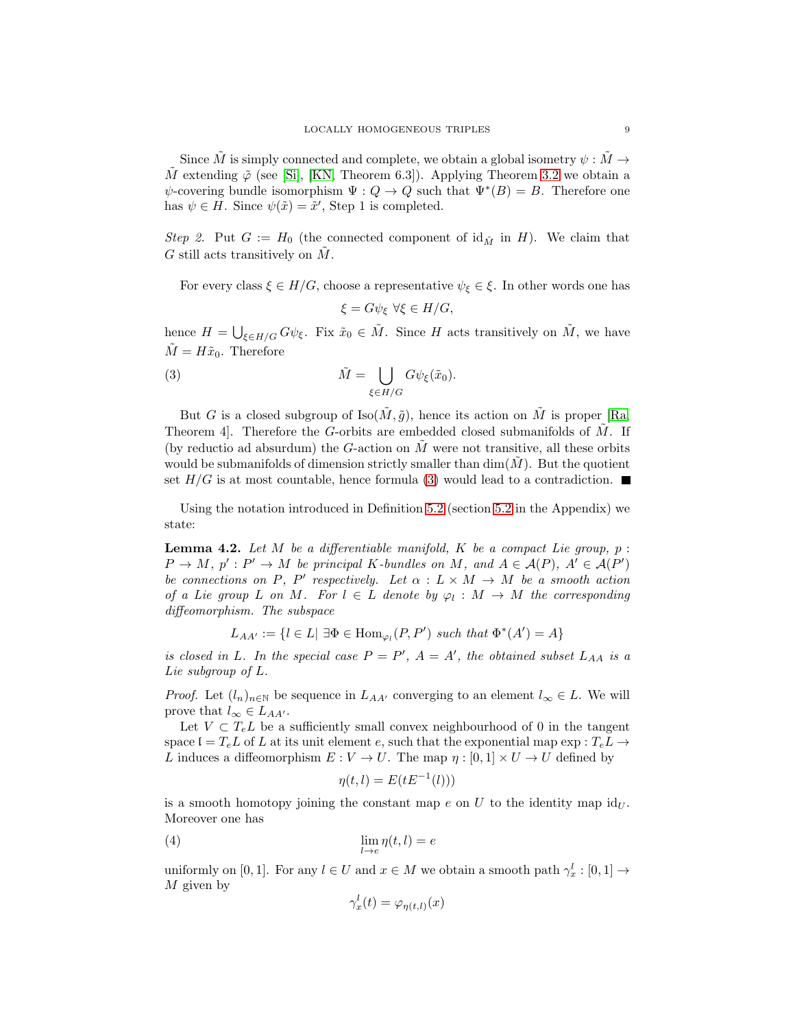Since $\tilde{M}$ is simply connected and complete, we obtain a global isometry $\psi : \tilde{M} \to \tilde{M}$ extending $\tilde{\varphi}$ (see [Si], [KN, Theorem 6.3]). Applying Theorem 3.2 we obtain a $\psi$-covering bundle isomorphism $\Psi : Q \to Q$ such that $\Psi^*(B) = B$. Therefore one has $\psi \in H$. Since $\psi(\tilde{x}) = \tilde{x}'$, Step 1 is completed.

*Step 2.* Put $G := H_0$ (the connected component of $\mathrm{id}_{\tilde{M}}$ in $H$). We claim that $G$ still acts transitively on $\tilde{M}$.

For every class $\xi \in H/G$, choose a representative $\psi_\xi \in \xi$. In other words one has

$$\xi = G\psi_\xi \ \forall \xi \in H/G,$$

hence $H = \bigcup_{\xi \in H/G} G\psi_\xi$. Fix $\tilde{x}_0 \in \tilde{M}$. Since $H$ acts transitively on $\tilde{M}$, we have $\tilde{M} = H\tilde{x}_0$. Therefore

$$\tilde{M} = \bigcup_{\xi \in H/G} G\psi_\xi(\tilde{x}_0). \tag{3}$$

But $G$ is a closed subgroup of $\mathrm{Iso}(\tilde{M}, \tilde{g})$, hence its action on $\tilde{M}$ is proper [Ra, Theorem 4]. Therefore the $G$-orbits are embedded closed submanifolds of $\tilde{M}$. If (by reductio ad absurdum) the $G$-action on $\tilde{M}$ were not transitive, all these orbits would be submanifolds of dimension strictly smaller than $\dim(\tilde{M})$. But the quotient set $H/G$ is at most countable, hence formula (3) would lead to a contradiction. ■

Using the notation introduced in Definition 5.2 (section 5.2 in the Appendix) we state:

**Lemma 4.2.** *Let $M$ be a differentiable manifold, $K$ be a compact Lie group, $p : P \to M$, $p' : P' \to M$ be principal $K$-bundles on $M$, and $A \in \mathcal{A}(P)$, $A' \in \mathcal{A}(P')$ be connections on $P$, $P'$ respectively. Let $\alpha : L \times M \to M$ be a smooth action of a Lie group $L$ on $M$. For $l \in L$ denote by $\varphi_l : M \to M$ the corresponding diffeomorphism. The subspace*

$$L_{AA'} := \{l \in L | \ \exists \Phi \in \mathrm{Hom}_{\varphi_l}(P, P') \text{ such that } \Phi^*(A') = A\}$$

*is closed in $L$. In the special case $P = P'$, $A = A'$, the obtained subset $L_{AA}$ is a Lie subgroup of $L$.*

*Proof.* Let $(l_n)_{n \in \mathbb{N}}$ be sequence in $L_{AA'}$ converging to an element $l_\infty \in L$. We will prove that $l_\infty \in L_{AA'}$.

Let $V \subset T_eL$ be a sufficiently small convex neighbourhood of 0 in the tangent space $\mathfrak{l} = T_eL$ of $L$ at its unit element $e$, such that the exponential map $\exp : T_eL \to L$ induces a diffeomorphism $E : V \to U$. The map $\eta : [0,1] \times U \to U$ defined by

$$\eta(t, l) = E(tE^{-1}(l)))$$

is a smooth homotopy joining the constant map $e$ on $U$ to the identity map $\mathrm{id}_U$. Moreover one has

$$\lim_{l \to e} \eta(t, l) = e \tag{4}$$

uniformly on $[0,1]$. For any $l \in U$ and $x \in M$ we obtain a smooth path $\gamma^l_x : [0,1] \to M$ given by

$$\gamma^l_x(t) = \varphi_{\eta(t,l)}(x)$$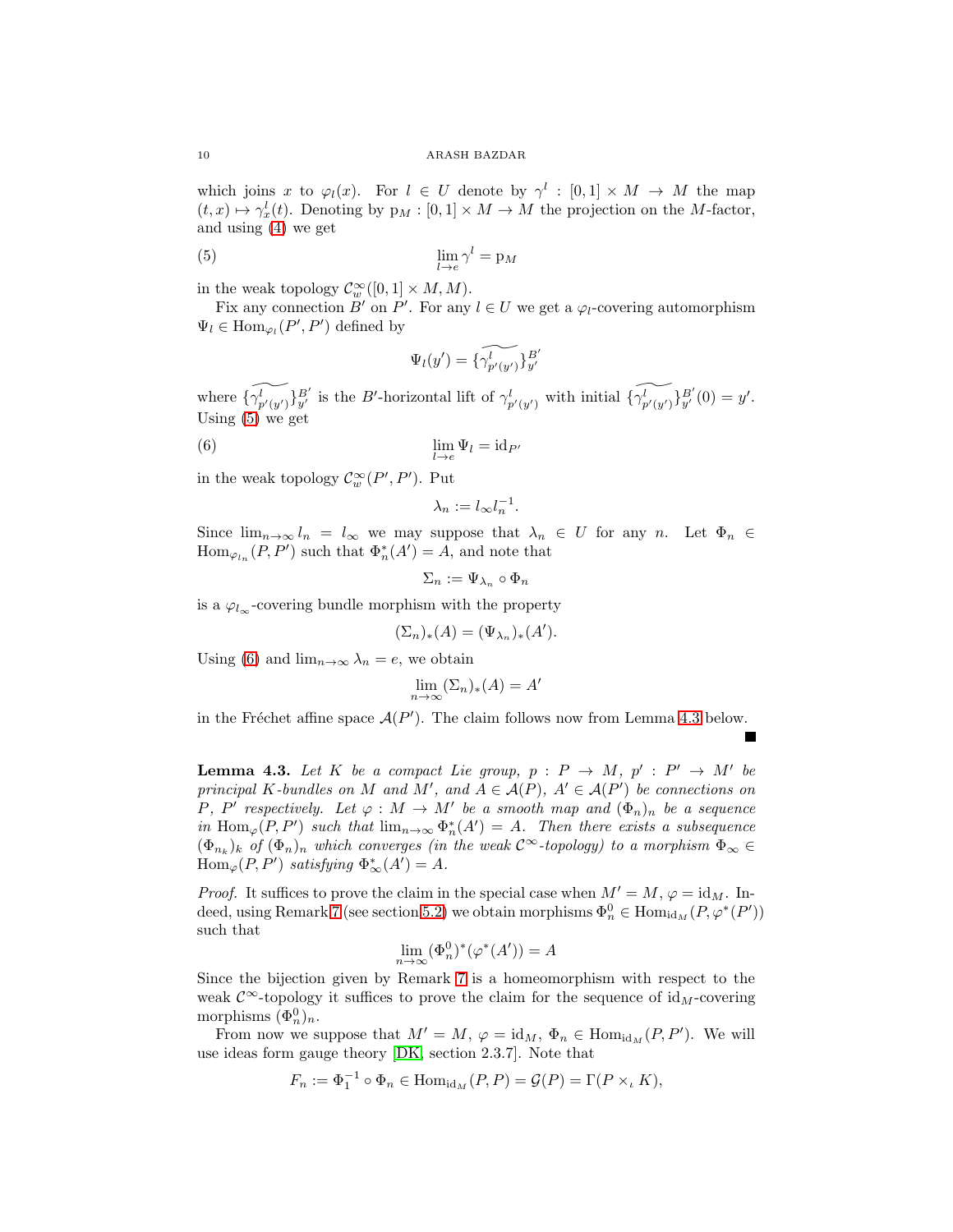which joins $x$ to $\varphi_l(x)$. For $l \in U$ denote by $\gamma^l : [0,1] \times M \to M$ the map $(t,x) \mapsto \gamma^l_x(t)$. Denoting by $\mathrm{p}_M : [0,1] \times M \to M$ the projection on the $M$-factor, and using (4) we get

$$\lim_{l \to e} \gamma^l = \mathrm{p}_M \tag{5}$$

in the weak topology $\mathcal{C}^\infty_w([0,1] \times M, M)$.

Fix any connection $B'$ on $P'$. For any $l \in U$ we get a $\varphi_l$-covering automorphism $\Psi_l \in \mathrm{Hom}_{\varphi_l}(P', P')$ defined by

$$\Psi_l(y') = \{\widetilde{\gamma^l_{p'(y')}}\}^{B'}_{y'}$$

where $\{\widetilde{\gamma^l_{p'(y')}}\}^{B'}_{y'}$ is the $B'$-horizontal lift of $\gamma^l_{p'(y')}$ with initial $\{\widetilde{\gamma^l_{p'(y')}}\}^{B'}_{y'}(0) = y'$. Using (5) we get

$$\lim_{l \to e} \Psi_l = \mathrm{id}_{P'} \tag{6}$$

in the weak topology $\mathcal{C}^\infty_w(P', P')$. Put

$$\lambda_n := l_\infty l_n^{-1}.$$

Since $\lim_{n\to\infty} l_n = l_\infty$ we may suppose that $\lambda_n \in U$ for any $n$. Let $\Phi_n \in \mathrm{Hom}_{\varphi_{l_n}}(P, P')$ such that $\Phi_n^*(A') = A$, and note that

$$\Sigma_n := \Psi_{\lambda_n} \circ \Phi_n$$

is a $\varphi_{l_\infty}$-covering bundle morphism with the property

$$(\Sigma_n)_*(A) = (\Psi_{\lambda_n})_*(A').$$

Using (6) and $\lim_{n\to\infty} \lambda_n = e$, we obtain

$$\lim_{n\to\infty} (\Sigma_n)_*(A) = A'$$

in the Fréchet affine space $\mathcal{A}(P')$. The claim follows now from Lemma 4.3 below. ■

**Lemma 4.3.** *Let $K$ be a compact Lie group, $p : P \to M$, $p' : P' \to M'$ be principal $K$-bundles on $M$ and $M'$, and $A \in \mathcal{A}(P)$, $A' \in \mathcal{A}(P')$ be connections on $P$, $P'$ respectively. Let $\varphi : M \to M'$ be a smooth map and $(\Phi_n)_n$ be a sequence in $\mathrm{Hom}_\varphi(P, P')$ such that $\lim_{n\to\infty} \Phi_n^*(A') = A$. Then there exists a subsequence $(\Phi_{n_k})_k$ of $(\Phi_n)_n$ which converges (in the weak $\mathcal{C}^\infty$-topology) to a morphism $\Phi_\infty \in \mathrm{Hom}_\varphi(P, P')$ satisfying $\Phi_\infty^*(A') = A$.*

*Proof.* It suffices to prove the claim in the special case when $M' = M$, $\varphi = \mathrm{id}_M$. Indeed, using Remark 7 (see section 5.2) we obtain morphisms $\Phi^0_n \in \mathrm{Hom}_{\mathrm{id}_M}(P, \varphi^*(P'))$ such that

$$\lim_{n\to\infty} (\Phi^0_n)^*(\varphi^*(A')) = A$$

Since the bijection given by Remark 7 is a homeomorphism with respect to the weak $\mathcal{C}^\infty$-topology it suffices to prove the claim for the sequence of $\mathrm{id}_M$-covering morphisms $(\Phi^0_n)_n$.

From now we suppose that $M' = M$, $\varphi = \mathrm{id}_M$, $\Phi_n \in \mathrm{Hom}_{\mathrm{id}_M}(P, P')$. We will use ideas form gauge theory [DK, section 2.3.7]. Note that

$$F_n := \Phi_1^{-1} \circ \Phi_n \in \mathrm{Hom}_{\mathrm{id}_M}(P, P) = \mathcal{G}(P) = \Gamma(P \times_\iota K),$$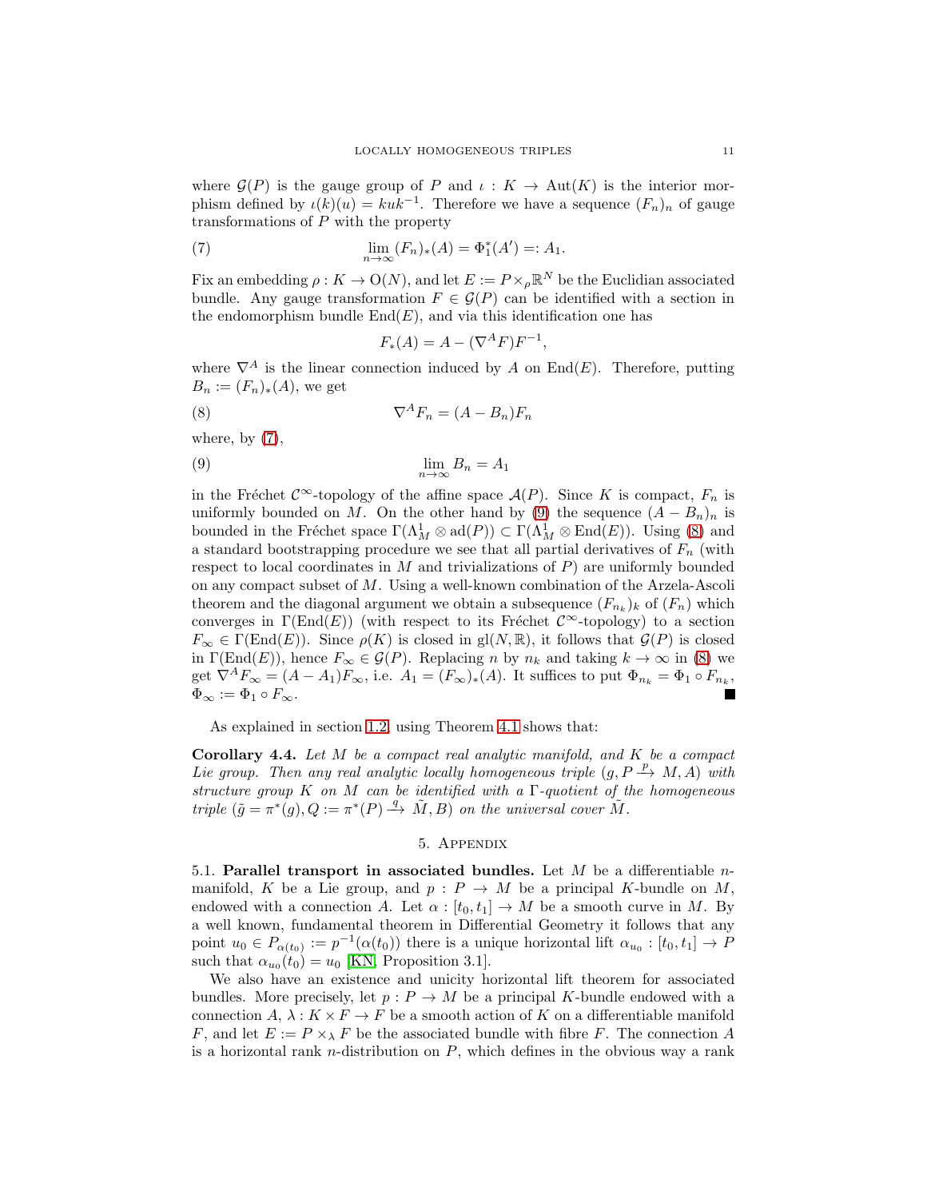where $\mathcal{G}(P)$ is the gauge group of $P$ and $\iota : K \to \mathrm{Aut}(K)$ is the interior morphism defined by $\iota(k)(u) = kuk^{-1}$. Therefore we have a sequence $(F_n)_n$ of gauge transformations of $P$ with the property

$$\lim_{n\to\infty} (F_n)_*(A) = \Phi_1^*(A') =: A_1. \tag{7}$$

Fix an embedding $\rho : K \to \mathrm{O}(N)$, and let $E := P \times_\rho \mathbb{R}^N$ be the Euclidian associated bundle. Any gauge transformation $F \in \mathcal{G}(P)$ can be identified with a section in the endomorphism bundle $\mathrm{End}(E)$, and via this identification one has

$$F_*(A) = A - (\nabla^A F)F^{-1},$$

where $\nabla^A$ is the linear connection induced by $A$ on $\mathrm{End}(E)$. Therefore, putting $B_n := (F_n)_*(A)$, we get

$$\nabla^A F_n = (A - B_n)F_n \tag{8}$$

where, by (7),

$$\lim_{n\to\infty} B_n = A_1 \tag{9}$$

in the Fréchet $\mathcal{C}^\infty$-topology of the affine space $\mathcal{A}(P)$. Since $K$ is compact, $F_n$ is uniformly bounded on $M$. On the other hand by (9) the sequence $(A - B_n)_n$ is bounded in the Fréchet space $\Gamma(\Lambda^1_M \otimes \mathrm{ad}(P)) \subset \Gamma(\Lambda^1_M \otimes \mathrm{End}(E))$. Using (8) and a standard bootstrapping procedure we see that all partial derivatives of $F_n$ (with respect to local coordinates in $M$ and trivializations of $P$) are uniformly bounded on any compact subset of $M$. Using a well-known combination of the Arzela-Ascoli theorem and the diagonal argument we obtain a subsequence $(F_{n_k})_k$ of $(F_n)$ which converges in $\Gamma(\mathrm{End}(E))$ (with respect to its Fréchet $\mathcal{C}^\infty$-topology) to a section $F_\infty \in \Gamma(\mathrm{End}(E))$. Since $\rho(K)$ is closed in $\mathrm{gl}(N, \mathbb{R})$, it follows that $\mathcal{G}(P)$ is closed in $\Gamma(\mathrm{End}(E))$, hence $F_\infty \in \mathcal{G}(P)$. Replacing $n$ by $n_k$ and taking $k \to \infty$ in (8) we get $\nabla^A F_\infty = (A - A_1)F_\infty$, i.e. $A_1 = (F_\infty)_*(A)$. It suffices to put $\Phi_{n_k} = \Phi_1 \circ F_{n_k}$, $\Phi_\infty := \Phi_1 \circ F_\infty$. ■

As explained in section 1.2, using Theorem 4.1 shows that:

**Corollary 4.4.** *Let $M$ be a compact real analytic manifold, and $K$ be a compact Lie group. Then any real analytic locally homogeneous triple $(g, P \xrightarrow{p} M, A)$ with structure group $K$ on $M$ can be identified with a $\Gamma$-quotient of the homogeneous triple $(\tilde{g} = \pi^*(g), Q := \pi^*(P) \xrightarrow{q} \tilde{M}, B)$ on the universal cover $\tilde{M}$.*

## 5. Appendix

5.1. **Parallel transport in associated bundles.** Let $M$ be a differentiable $n$-manifold, $K$ be a Lie group, and $p : P \to M$ be a principal $K$-bundle on $M$, endowed with a connection $A$. Let $\alpha : [t_0, t_1] \to M$ be a smooth curve in $M$. By a well known, fundamental theorem in Differential Geometry it follows that any point $u_0 \in P_{\alpha(t_0)} := p^{-1}(\alpha(t_0))$ there is a unique horizontal lift $\alpha_{u_0} : [t_0, t_1] \to P$ such that $\alpha_{u_0}(t_0) = u_0$ [KN, Proposition 3.1].

We also have an existence and unicity horizontal lift theorem for associated bundles. More precisely, let $p : P \to M$ be a principal $K$-bundle endowed with a connection $A$, $\lambda : K \times F \to F$ be a smooth action of $K$ on a differentiable manifold $F$, and let $E := P \times_\lambda F$ be the associated bundle with fibre $F$. The connection $A$ is a horizontal rank $n$-distribution on $P$, which defines in the obvious way a rank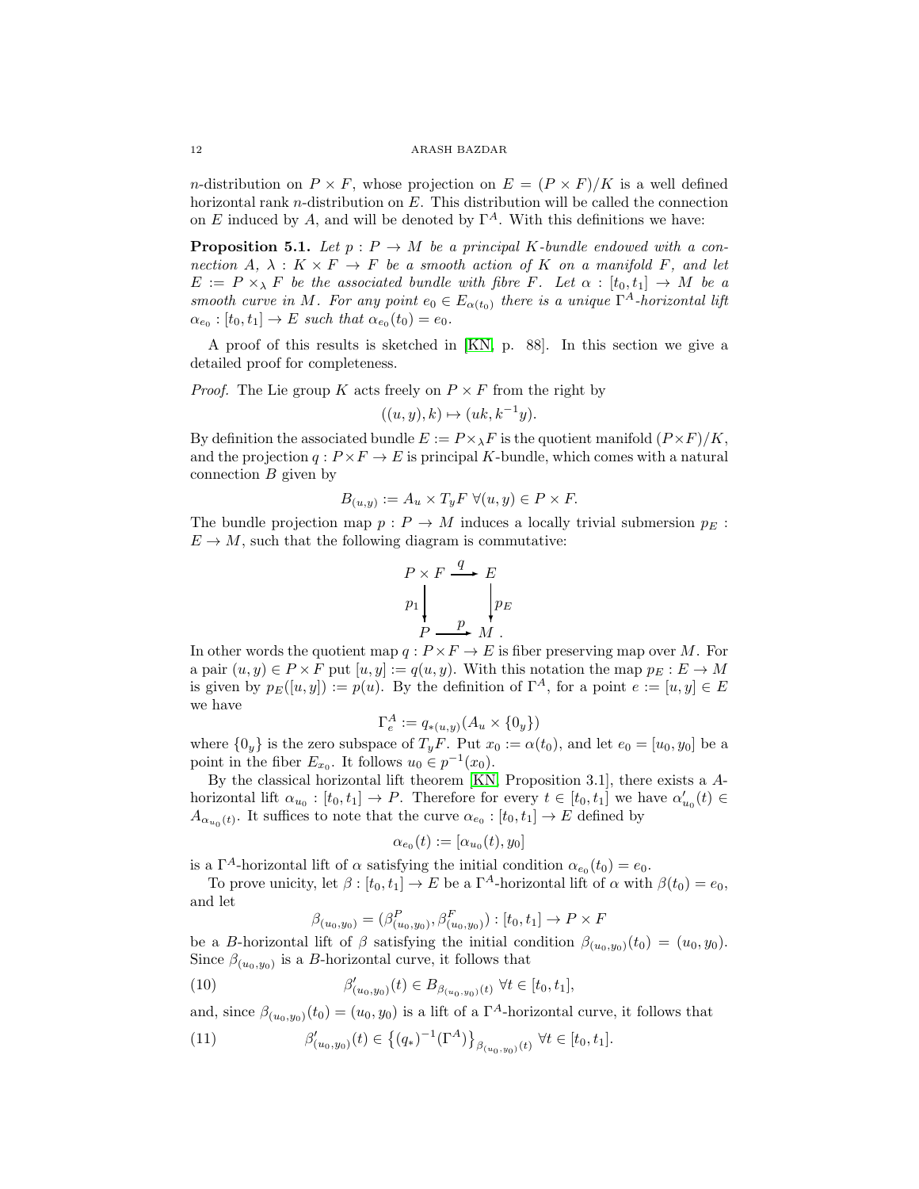$n$-distribution on $P \times F$, whose projection on $E = (P \times F)/K$ is a well defined horizontal rank $n$-distribution on $E$. This distribution will be called the connection on $E$ induced by $A$, and will be denoted by $\Gamma^A$. With this definitions we have:

**Proposition 5.1.** *Let $p : P \to M$ be a principal $K$-bundle endowed with a connection $A$, $\lambda : K \times F \to F$ be a smooth action of $K$ on a manifold $F$, and let $E := P \times_\lambda F$ be the associated bundle with fibre $F$. Let $\alpha : [t_0, t_1] \to M$ be a smooth curve in $M$. For any point $e_0 \in E_{\alpha(t_0)}$ there is a unique $\Gamma^A$-horizontal lift $\alpha_{e_0} : [t_0, t_1] \to E$ such that $\alpha_{e_0}(t_0) = e_0$.*

A proof of this results is sketched in [KN, p. 88]. In this section we give a detailed proof for completeness.

*Proof.* The Lie group $K$ acts freely on $P \times F$ from the right by

$$((u, y), k) \mapsto (uk, k^{-1}y).$$

By definition the associated bundle $E := P \times_\lambda F$ is the quotient manifold $(P \times F)/K$, and the projection $q : P \times F \to E$ is principal $K$-bundle, which comes with a natural connection $B$ given by

$$B_{(u,y)} := A_u \times T_yF \ \forall (u, y) \in P \times F.$$

The bundle projection map $p : P \to M$ induces a locally trivial submersion $p_E : E \to M$, such that the following diagram is commutative:

$$\begin{array}{ccc} P \times F & \xrightarrow{q} & E \\ {\scriptstyle p_1}\downarrow & & \downarrow{\scriptstyle p_E} \\ P & \xrightarrow{p} & M \end{array}.$$

In other words the quotient map $q : P \times F \to E$ is fiber preserving map over $M$. For a pair $(u, y) \in P \times F$ put $[u, y] := q(u, y)$. With this notation the map $p_E : E \to M$ is given by $p_E([u, y]) := p(u)$. By the definition of $\Gamma^A$, for a point $e := [u, y] \in E$ we have

$$\Gamma^A_e := q_{*(u,y)}(A_u \times \{0_y\})$$

where $\{0_y\}$ is the zero subspace of $T_yF$. Put $x_0 := \alpha(t_0)$, and let $e_0 = [u_0, y_0]$ be a point in the fiber $E_{x_0}$. It follows $u_0 \in p^{-1}(x_0)$.

By the classical horizontal lift theorem [KN, Proposition 3.1], there exists a $A$-horizontal lift $\alpha_{u_0} : [t_0, t_1] \to P$. Therefore for every $t \in [t_0, t_1]$ we have $\alpha'_{u_0}(t) \in A_{\alpha_{u_0}(t)}$. It suffices to note that the curve $\alpha_{e_0} : [t_0, t_1] \to E$ defined by

$$\alpha_{e_0}(t) := [\alpha_{u_0}(t), y_0]$$

is a $\Gamma^A$-horizontal lift of $\alpha$ satisfying the initial condition $\alpha_{e_0}(t_0) = e_0$.

To prove unicity, let $\beta : [t_0, t_1] \to E$ be a $\Gamma^A$-horizontal lift of $\alpha$ with $\beta(t_0) = e_0$, and let

$$\beta_{(u_0,y_0)} = (\beta^P_{(u_0,y_0)}, \beta^F_{(u_0,y_0)}) : [t_0, t_1] \to P \times F$$

be a $B$-horizontal lift of $\beta$ satisfying the initial condition $\beta_{(u_0,y_0)}(t_0) = (u_0, y_0)$. Since $\beta_{(u_0,y_0)}$ is a $B$-horizontal curve, it follows that

$$\beta'_{(u_0,y_0)}(t) \in B_{\beta_{(u_0,y_0)}(t)} \ \forall t \in [t_0, t_1], \tag{10}$$

and, since $\beta_{(u_0,y_0)}(t_0) = (u_0, y_0)$ is a lift of a $\Gamma^A$-horizontal curve, it follows that

$$\beta'_{(u_0,y_0)}(t) \in \left\{(q_*)^{-1}(\Gamma^A)\right\}_{\beta_{(u_0,y_0)}(t)} \ \forall t \in [t_0, t_1]. \tag{11}$$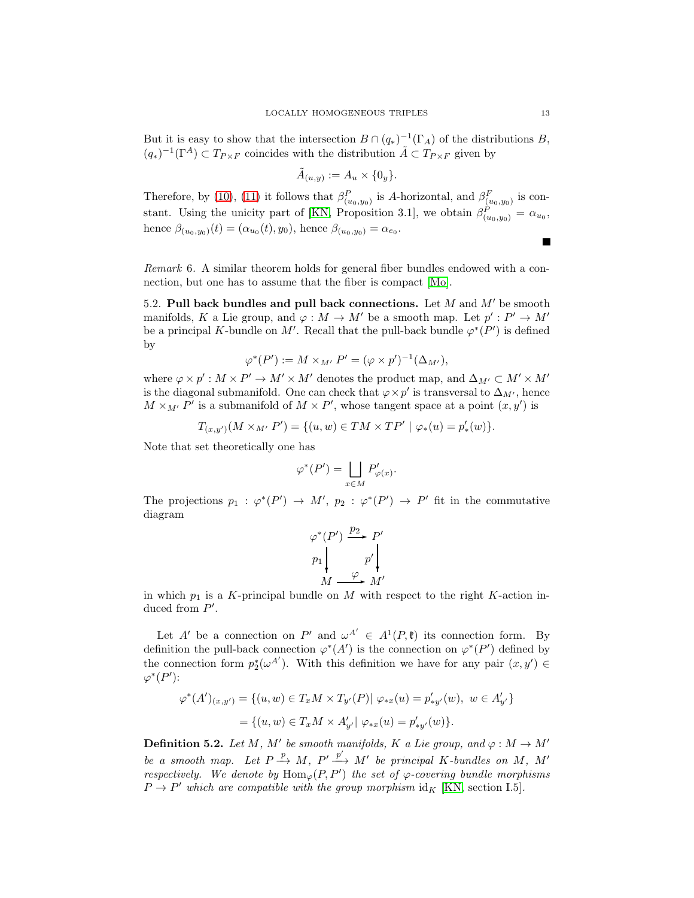But it is easy to show that the intersection $B \cap (q_*)^{-1}(\Gamma_A)$ of the distributions $B$, $(q_*)^{-1}(\Gamma^A) \subset T_{P\times F}$ coincides with the distribution $\tilde{A} \subset T_{P\times F}$ given by

$$\tilde{A}_{(u,y)} := A_u \times \{0_y\}.$$

Therefore, by (10), (11) it follows that $\beta^P_{(u_0,y_0)}$ is $A$-horizontal, and $\beta^F_{(u_0,y_0)}$ is constant. Using the unicity part of [KN, Proposition 3.1], we obtain $\beta^P_{(u_0,y_0)} = \alpha_{u_0}$, hence $\beta_{(u_0,y_0)}(t) = (\alpha_{u_0}(t), y_0)$, hence $\beta_{(u_0,y_0)} = \alpha_{e_0}$.

■

*Remark* 6. A similar theorem holds for general fiber bundles endowed with a connection, but one has to assume that the fiber is compact [Mo].

5.2. **Pull back bundles and pull back connections.** Let $M$ and $M'$ be smooth manifolds, $K$ a Lie group, and $\varphi : M \to M'$ be a smooth map. Let $p' : P' \to M'$ be a principal $K$-bundle on $M'$. Recall that the pull-back bundle $\varphi^*(P')$ is defined by

$$\varphi^*(P') := M \times_{M'} P' = (\varphi \times p')^{-1}(\Delta_{M'}),$$

where $\varphi \times p' : M \times P' \to M' \times M'$ denotes the product map, and $\Delta_{M'} \subset M' \times M'$ is the diagonal submanifold. One can check that $\varphi \times p'$ is transversal to $\Delta_{M'}$, hence $M \times_{M'} P'$ is a submanifold of $M \times P'$, whose tangent space at a point $(x, y')$ is

$$T_{(x,y')}(M \times_{M'} P') = \{(u, w) \in TM \times TP' \mid \varphi_*(u) = p'_*(w)\}.$$

Note that set theoretically one has

$$\varphi^*(P') = \bigsqcup_{x\in M} P'_{\varphi(x)}.$$

The projections $p_1 : \varphi^*(P') \to M'$, $p_2 : \varphi^*(P') \to P'$ fit in the commutative diagram

$$\begin{array}{ccc} \varphi^*(P') & \xrightarrow{p_2} & P' \\ {\scriptstyle p_1}\downarrow & & \downarrow{\scriptstyle p'} \\ M & \xrightarrow{\varphi} & M' \end{array}$$

in which $p_1$ is a $K$-principal bundle on $M$ with respect to the right $K$-action induced from $P'$.

Let $A'$ be a connection on $P'$ and $\omega^{A'} \in A^1(P, \mathfrak{k})$ its connection form. By definition the pull-back connection $\varphi^*(A')$ is the connection on $\varphi^*(P')$ defined by the connection form $p_2^*(\omega^{A'})$. With this definition we have for any pair $(x, y') \in \varphi^*(P')$:

$$\begin{aligned} \varphi^*(A')_{(x,y')} &= \{(u, w) \in T_xM \times T_{y'}(P) |\ \varphi_{*x}(u) = p'_{*y'}(w),\ w \in A'_{y'}\} \\ &= \{(u, w) \in T_xM \times A'_{y'} |\ \varphi_{*x}(u) = p'_{*y'}(w)\}. \end{aligned}$$

**Definition 5.2.** *Let $M$, $M'$ be smooth manifolds, $K$ a Lie group, and $\varphi : M \to M'$ be a smooth map. Let $P \xrightarrow{p} M$, $P' \xrightarrow{p'} M'$ be principal $K$-bundles on $M$, $M'$ respectively. We denote by $\mathrm{Hom}_\varphi(P, P')$ the set of $\varphi$-covering bundle morphisms $P \to P'$ which are compatible with the group morphism $\mathrm{id}_K$ [KN, section I.5].*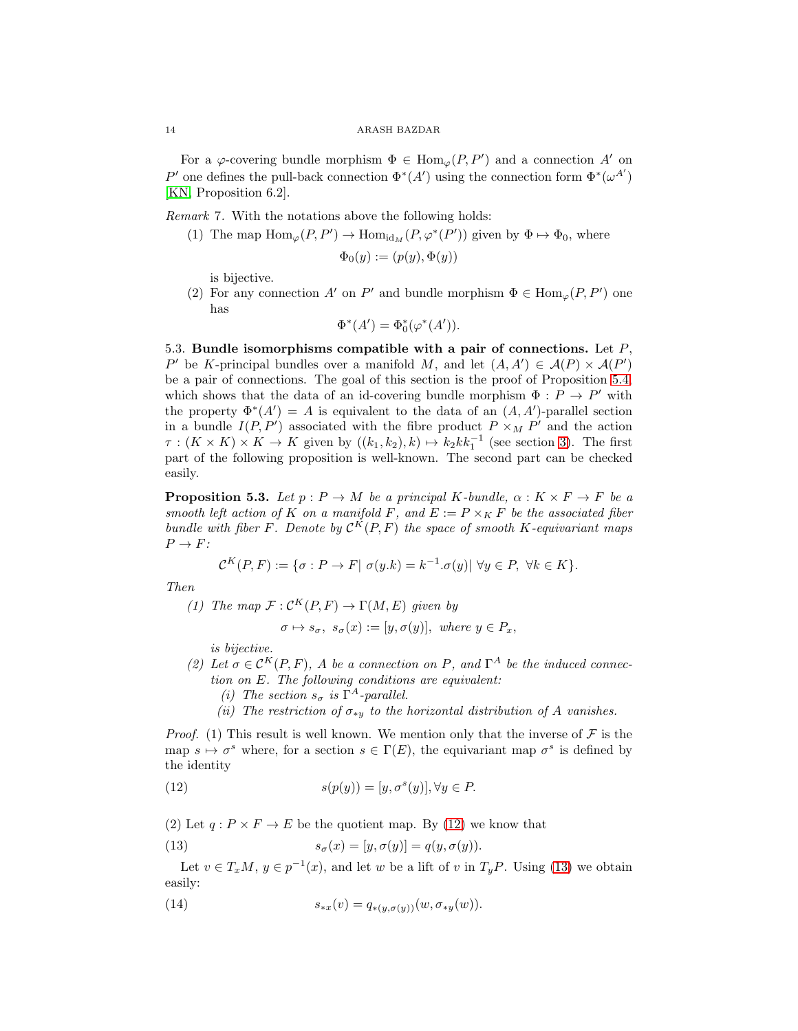For a $\varphi$-covering bundle morphism $\Phi \in \mathrm{Hom}_\varphi(P, P')$ and a connection $A'$ on $P'$ one defines the pull-back connection $\Phi^*(A')$ using the connection form $\Phi^*(\omega^{A'})$ [KN, Proposition 6.2].

*Remark* 7. With the notations above the following holds:

(1) The map $\mathrm{Hom}_\varphi(P, P') \to \mathrm{Hom}_{\mathrm{id}_M}(P, \varphi^*(P'))$ given by $\Phi \mapsto \Phi_0$, where

$$\Phi_0(y) := (p(y), \Phi(y))$$

is bijective.

(2) For any connection $A'$ on $P'$ and bundle morphism $\Phi \in \mathrm{Hom}_\varphi(P, P')$ one has

$$\Phi^*(A') = \Phi_0^*(\varphi^*(A')).$$

**5.3. Bundle isomorphisms compatible with a pair of connections.** Let $P$, $P'$ be $K$-principal bundles over a manifold $M$, and let $(A, A') \in \mathcal{A}(P) \times \mathcal{A}(P')$ be a pair of connections. The goal of this section is the proof of Proposition 5.4, which shows that the data of an id-covering bundle morphism $\Phi : P \to P'$ with the property $\Phi^*(A') = A$ is equivalent to the data of an $(A, A')$-parallel section in a bundle $I(P, P')$ associated with the fibre product $P \times_M P'$ and the action $\tau : (K \times K) \times K \to K$ given by $((k_1, k_2), k) \mapsto k_2 k k_1^{-1}$ (see section 3). The first part of the following proposition is well-known. The second part can be checked easily.

**Proposition 5.3.** *Let $p : P \to M$ be a principal $K$-bundle, $\alpha : K \times F \to F$ be a smooth left action of $K$ on a manifold $F$, and $E := P \times_K F$ be the associated fiber bundle with fiber $F$. Denote by $\mathcal{C}^K(P, F)$ the space of smooth $K$-equivariant maps $P \to F$:*

$$\mathcal{C}^K(P, F) := \{\sigma : P \to F |\ \sigma(y.k) = k^{-1}.\sigma(y)|\ \forall y \in P,\ \forall k \in K\}.$$

*Then*

*(1) The map $\mathcal{F} : \mathcal{C}^K(P, F) \to \Gamma(M, E)$ given by*

$$\sigma \mapsto s_\sigma,\ s_\sigma(x) := [y, \sigma(y)],\ \text{where } y \in P_x,$$

*is bijective.*

*(2) Let $\sigma \in \mathcal{C}^K(P, F)$, $A$ be a connection on $P$, and $\Gamma^A$ be the induced connection on $E$. The following conditions are equivalent:*

*(i) The section $s_\sigma$ is $\Gamma^A$-parallel.*

*(ii) The restriction of $\sigma_{*y}$ to the horizontal distribution of $A$ vanishes.*

*Proof.* (1) This result is well known. We mention only that the inverse of $\mathcal{F}$ is the map $s \mapsto \sigma^s$ where, for a section $s \in \Gamma(E)$, the equivariant map $\sigma^s$ is defined by the identity

$$s(p(y)) = [y, \sigma^s(y)], \forall y \in P. \tag{12}$$

(2) Let $q : P \times F \to E$ be the quotient map. By (12) we know that

$$s_\sigma(x) = [y, \sigma(y)] = q(y, \sigma(y)). \tag{13}$$

Let $v \in T_x M$, $y \in p^{-1}(x)$, and let $w$ be a lift of $v$ in $T_y P$. Using (13) we obtain easily:

$$s_{*x}(v) = q_{*(y,\sigma(y))}(w, \sigma_{*y}(w)). \tag{14}$$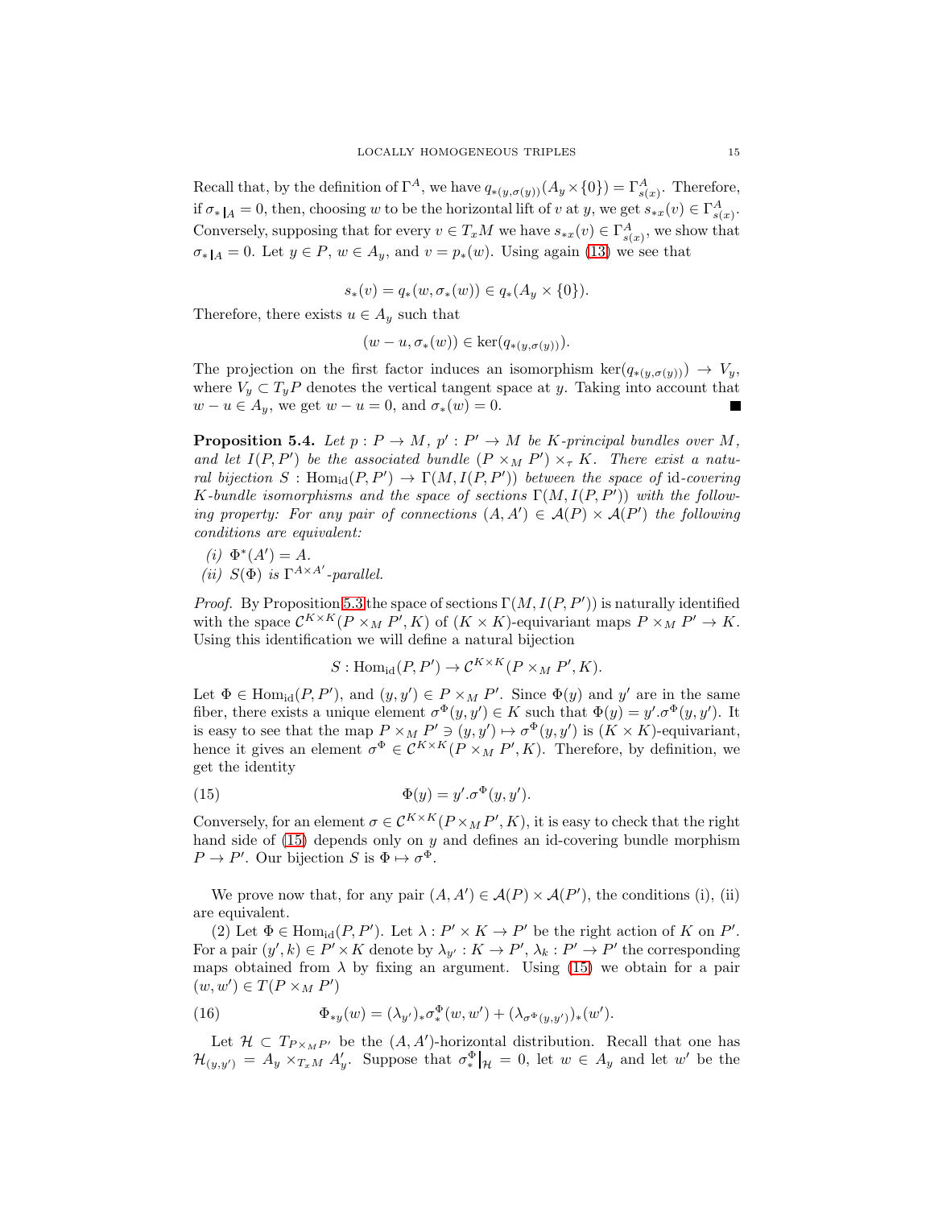Recall that, by the definition of $\Gamma^A$, we have $q_{*(y,\sigma(y))}(A_y \times \{0\}) = \Gamma^A_{s(x)}$. Therefore, if $\sigma_*|_A = 0$, then, choosing $w$ to be the horizontal lift of $v$ at $y$, we get $s_{*x}(v) \in \Gamma^A_{s(x)}$. Conversely, supposing that for every $v \in T_x M$ we have $s_{*x}(v) \in \Gamma^A_{s(x)}$, we show that $\sigma_*|_A = 0$. Let $y \in P$, $w \in A_y$, and $v = p_*(w)$. Using again (13) we see that

$$s_*(v) = q_*(w, \sigma_*(w)) \in q_*(A_y \times \{0\}).$$

Therefore, there exists $u \in A_y$ such that

$$(w - u, \sigma_*(w)) \in \ker(q_{*(y,\sigma(y))}).$$

The projection on the first factor induces an isomorphism $\ker(q_{*(y,\sigma(y))}) \to V_y$, where $V_y \subset T_y P$ denotes the vertical tangent space at $y$. Taking into account that $w - u \in A_y$, we get $w - u = 0$, and $\sigma_*(w) = 0$. ∎

**Proposition 5.4.** *Let $p : P \to M$, $p' : P' \to M$ be $K$-principal bundles over $M$, and let $I(P, P')$ be the associated bundle $(P \times_M P') \times_\tau K$. There exist a natural bijection $S : \mathrm{Hom}_{\mathrm{id}}(P, P') \to \Gamma(M, I(P, P'))$ between the space of* id*-covering $K$-bundle isomorphisms and the space of sections $\Gamma(M, I(P, P'))$ with the following property: For any pair of connections $(A, A') \in \mathcal{A}(P) \times \mathcal{A}(P')$ the following conditions are equivalent:*

*(i) $\Phi^*(A') = A$.*

*(ii) $S(\Phi)$ is $\Gamma^{A \times A'}$-parallel.*

*Proof.* By Proposition 5.3 the space of sections $\Gamma(M, I(P, P'))$ is naturally identified with the space $\mathcal{C}^{K \times K}(P \times_M P', K)$ of $(K \times K)$-equivariant maps $P \times_M P' \to K$. Using this identification we will define a natural bijection

$$S : \mathrm{Hom}_{\mathrm{id}}(P, P') \to \mathcal{C}^{K \times K}(P \times_M P', K).$$

Let $\Phi \in \mathrm{Hom}_{\mathrm{id}}(P, P')$, and $(y, y') \in P \times_M P'$. Since $\Phi(y)$ and $y'$ are in the same fiber, there exists a unique element $\sigma^\Phi(y, y') \in K$ such that $\Phi(y) = y'.\sigma^\Phi(y, y')$. It is easy to see that the map $P \times_M P' \ni (y, y') \mapsto \sigma^\Phi(y, y')$ is $(K \times K)$-equivariant, hence it gives an element $\sigma^\Phi \in \mathcal{C}^{K \times K}(P \times_M P', K)$. Therefore, by definition, we get the identity

$$\Phi(y) = y'.\sigma^\Phi(y, y'). \tag{15}$$

Conversely, for an element $\sigma \in \mathcal{C}^{K \times K}(P \times_M P', K)$, it is easy to check that the right hand side of (15) depends only on $y$ and defines an id-covering bundle morphism $P \to P'$. Our bijection $S$ is $\Phi \mapsto \sigma^\Phi$.

We prove now that, for any pair $(A, A') \in \mathcal{A}(P) \times \mathcal{A}(P')$, the conditions (i), (ii) are equivalent.

(2) Let $\Phi \in \mathrm{Hom}_{\mathrm{id}}(P, P')$. Let $\lambda : P' \times K \to P'$ be the right action of $K$ on $P'$. For a pair $(y', k) \in P' \times K$ denote by $\lambda_{y'} : K \to P'$, $\lambda_k : P' \to P'$ the corresponding maps obtained from $\lambda$ by fixing an argument. Using (15) we obtain for a pair $(w, w') \in T(P \times_M P')$

$$\Phi_{*y}(w) = (\lambda_{y'})_* \sigma^\Phi_*(w, w') + (\lambda_{\sigma^\Phi(y,y')})_*(w'). \tag{16}$$

Let $\mathcal{H} \subset T_{P \times_M P'}$ be the $(A, A')$-horizontal distribution. Recall that one has $\mathcal{H}_{(y,y')} = A_y \times_{T_x M} A'_y$. Suppose that $\sigma^\Phi_*\big|_{\mathcal{H}} = 0$, let $w \in A_y$ and let $w'$ be the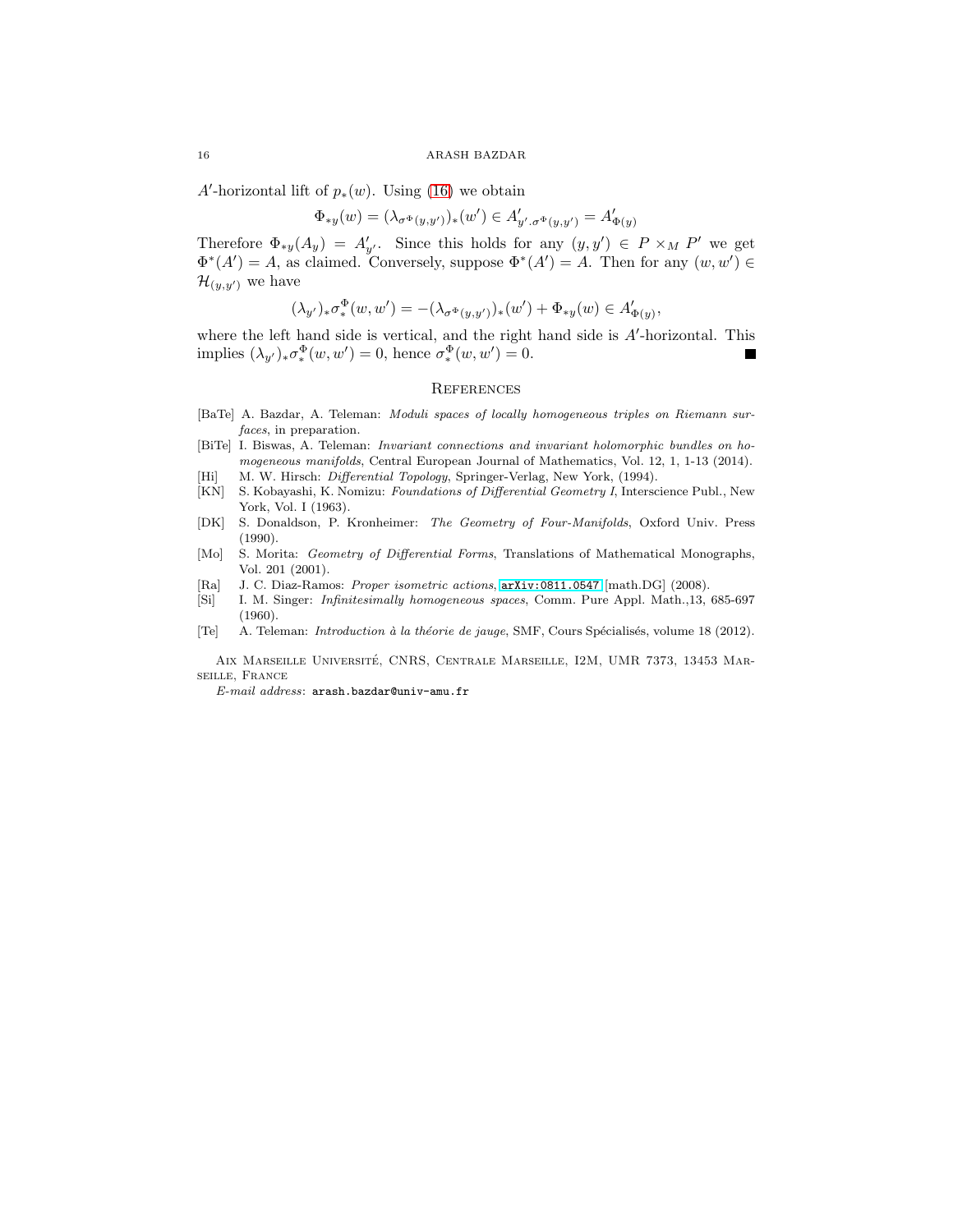$A'$-horizontal lift of $p_*(w)$. Using (16) we obtain

$$\Phi_{*y}(w) = (\lambda_{\sigma^\Phi(y,y')})_*(w') \in A'_{y'.\sigma^\Phi(y,y')} = A'_{\Phi(y)}$$

Therefore $\Phi_{*y}(A_y) = A'_{y'}$. Since this holds for any $(y, y') \in P \times_M P'$ we get $\Phi^*(A') = A$, as claimed. Conversely, suppose $\Phi^*(A') = A$. Then for any $(w, w') \in \mathcal{H}_{(y,y')}$ we have

$$(\lambda_{y'})_* \sigma^\Phi_*(w, w') = -(\lambda_{\sigma^\Phi(y,y')})_*(w') + \Phi_{*y}(w) \in A'_{\Phi(y)},$$

where the left hand side is vertical, and the right hand side is $A'$-horizontal. This implies $(\lambda_{y'})_* \sigma^\Phi_*(w, w') = 0$, hence $\sigma^\Phi_*(w, w') = 0$. ■

## References

[BaTe] A. Bazdar, A. Teleman: *Moduli spaces of locally homogeneous triples on Riemann surfaces*, in preparation.

[BiTe] I. Biswas, A. Teleman: *Invariant connections and invariant holomorphic bundles on homogeneous manifolds*, Central European Journal of Mathematics, Vol. 12, 1, 1-13 (2014).

[Hi] M. W. Hirsch: *Differential Topology*, Springer-Verlag, New York, (1994).

[KN] S. Kobayashi, K. Nomizu: *Foundations of Differential Geometry I*, Interscience Publ., New York, Vol. I (1963).

[DK] S. Donaldson, P. Kronheimer: *The Geometry of Four-Manifolds*, Oxford Univ. Press (1990).

[Mo] S. Morita: *Geometry of Differential Forms*, Translations of Mathematical Monographs, Vol. 201 (2001).

[Ra] J. C. Diaz-Ramos: *Proper isometric actions*, arXiv:0811.0547 [math.DG] (2008).

[Si] I. M. Singer: *Infinitesimally homogeneous spaces*, Comm. Pure Appl. Math.,13, 685-697 (1960).

[Te] A. Teleman: *Introduction à la théorie de jauge*, SMF, Cours Spécialisés, volume 18 (2012).

Aix Marseille Université, CNRS, Centrale Marseille, I2M, UMR 7373, 13453 Marseille, France

*E-mail address*: arash.bazdar@univ-amu.fr